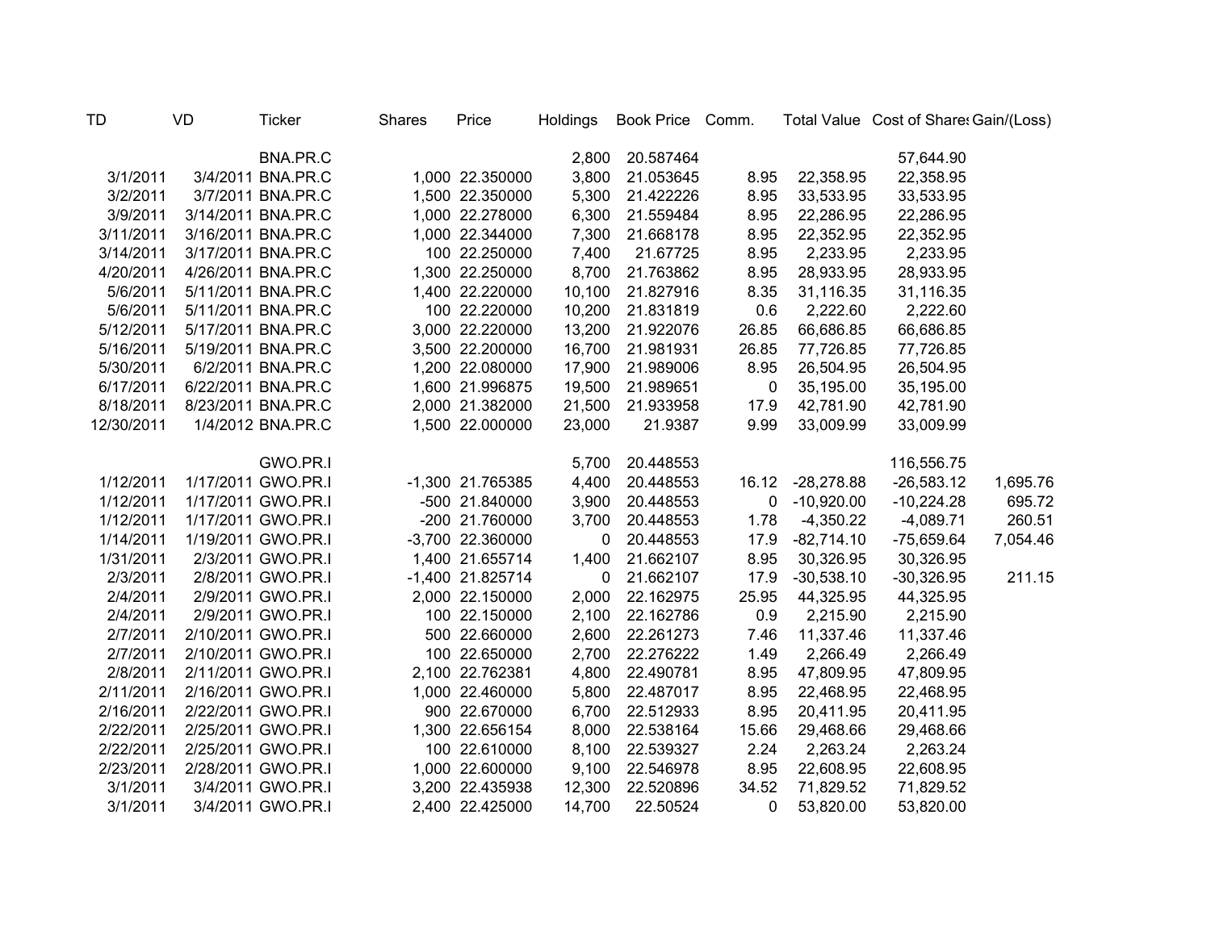| TD | VD | Ticker | Shares | Price | Holdings | Book Price | Comm. | Total Value | Cost of Shares | Gain/(Loss) |
|---|---|---|---|---|---|---|---|---|---|---|
| | | BNA.PR.C | | | 2,800 | 20.587464 | | | 57,644.90 | |
| 3/1/2011 | 3/4/2011 | BNA.PR.C | 1,000 | 22.350000 | 3,800 | 21.053645 | 8.95 | 22,358.95 | 22,358.95 | |
| 3/2/2011 | 3/7/2011 | BNA.PR.C | 1,500 | 22.350000 | 5,300 | 21.422226 | 8.95 | 33,533.95 | 33,533.95 | |
| 3/9/2011 | 3/14/2011 | BNA.PR.C | 1,000 | 22.278000 | 6,300 | 21.559484 | 8.95 | 22,286.95 | 22,286.95 | |
| 3/11/2011 | 3/16/2011 | BNA.PR.C | 1,000 | 22.344000 | 7,300 | 21.668178 | 8.95 | 22,352.95 | 22,352.95 | |
| 3/14/2011 | 3/17/2011 | BNA.PR.C | 100 | 22.250000 | 7,400 | 21.67725 | 8.95 | 2,233.95 | 2,233.95 | |
| 4/20/2011 | 4/26/2011 | BNA.PR.C | 1,300 | 22.250000 | 8,700 | 21.763862 | 8.95 | 28,933.95 | 28,933.95 | |
| 5/6/2011 | 5/11/2011 | BNA.PR.C | 1,400 | 22.220000 | 10,100 | 21.827916 | 8.35 | 31,116.35 | 31,116.35 | |
| 5/6/2011 | 5/11/2011 | BNA.PR.C | 100 | 22.220000 | 10,200 | 21.831819 | 0.6 | 2,222.60 | 2,222.60 | |
| 5/12/2011 | 5/17/2011 | BNA.PR.C | 3,000 | 22.220000 | 13,200 | 21.922076 | 26.85 | 66,686.85 | 66,686.85 | |
| 5/16/2011 | 5/19/2011 | BNA.PR.C | 3,500 | 22.200000 | 16,700 | 21.981931 | 26.85 | 77,726.85 | 77,726.85 | |
| 5/30/2011 | 6/2/2011 | BNA.PR.C | 1,200 | 22.080000 | 17,900 | 21.989006 | 8.95 | 26,504.95 | 26,504.95 | |
| 6/17/2011 | 6/22/2011 | BNA.PR.C | 1,600 | 21.996875 | 19,500 | 21.989651 | 0 | 35,195.00 | 35,195.00 | |
| 8/18/2011 | 8/23/2011 | BNA.PR.C | 2,000 | 21.382000 | 21,500 | 21.933958 | 17.9 | 42,781.90 | 42,781.90 | |
| 12/30/2011 | 1/4/2012 | BNA.PR.C | 1,500 | 22.000000 | 23,000 | 21.9387 | 9.99 | 33,009.99 | 33,009.99 | |
| | | GWO.PR.I | | | 5,700 | 20.448553 | | | 116,556.75 | |
| 1/12/2011 | 1/17/2011 | GWO.PR.I | -1,300 | 21.765385 | 4,400 | 20.448553 | 16.12 | -28,278.88 | -26,583.12 | 1,695.76 |
| 1/12/2011 | 1/17/2011 | GWO.PR.I | -500 | 21.840000 | 3,900 | 20.448553 | 0 | -10,920.00 | -10,224.28 | 695.72 |
| 1/12/2011 | 1/17/2011 | GWO.PR.I | -200 | 21.760000 | 3,700 | 20.448553 | 1.78 | -4,350.22 | -4,089.71 | 260.51 |
| 1/14/2011 | 1/19/2011 | GWO.PR.I | -3,700 | 22.360000 | 0 | 20.448553 | 17.9 | -82,714.10 | -75,659.64 | 7,054.46 |
| 1/31/2011 | 2/3/2011 | GWO.PR.I | 1,400 | 21.655714 | 1,400 | 21.662107 | 8.95 | 30,326.95 | 30,326.95 | |
| 2/3/2011 | 2/8/2011 | GWO.PR.I | -1,400 | 21.825714 | 0 | 21.662107 | 17.9 | -30,538.10 | -30,326.95 | 211.15 |
| 2/4/2011 | 2/9/2011 | GWO.PR.I | 2,000 | 22.150000 | 2,000 | 22.162975 | 25.95 | 44,325.95 | 44,325.95 | |
| 2/4/2011 | 2/9/2011 | GWO.PR.I | 100 | 22.150000 | 2,100 | 22.162786 | 0.9 | 2,215.90 | 2,215.90 | |
| 2/7/2011 | 2/10/2011 | GWO.PR.I | 500 | 22.660000 | 2,600 | 22.261273 | 7.46 | 11,337.46 | 11,337.46 | |
| 2/7/2011 | 2/10/2011 | GWO.PR.I | 100 | 22.650000 | 2,700 | 22.276222 | 1.49 | 2,266.49 | 2,266.49 | |
| 2/8/2011 | 2/11/2011 | GWO.PR.I | 2,100 | 22.762381 | 4,800 | 22.490781 | 8.95 | 47,809.95 | 47,809.95 | |
| 2/11/2011 | 2/16/2011 | GWO.PR.I | 1,000 | 22.460000 | 5,800 | 22.487017 | 8.95 | 22,468.95 | 22,468.95 | |
| 2/16/2011 | 2/22/2011 | GWO.PR.I | 900 | 22.670000 | 6,700 | 22.512933 | 8.95 | 20,411.95 | 20,411.95 | |
| 2/22/2011 | 2/25/2011 | GWO.PR.I | 1,300 | 22.656154 | 8,000 | 22.538164 | 15.66 | 29,468.66 | 29,468.66 | |
| 2/22/2011 | 2/25/2011 | GWO.PR.I | 100 | 22.610000 | 8,100 | 22.539327 | 2.24 | 2,263.24 | 2,263.24 | |
| 2/23/2011 | 2/28/2011 | GWO.PR.I | 1,000 | 22.600000 | 9,100 | 22.546978 | 8.95 | 22,608.95 | 22,608.95 | |
| 3/1/2011 | 3/4/2011 | GWO.PR.I | 3,200 | 22.435938 | 12,300 | 22.520896 | 34.52 | 71,829.52 | 71,829.52 | |
| 3/1/2011 | 3/4/2011 | GWO.PR.I | 2,400 | 22.425000 | 14,700 | 22.50524 | 0 | 53,820.00 | 53,820.00 | |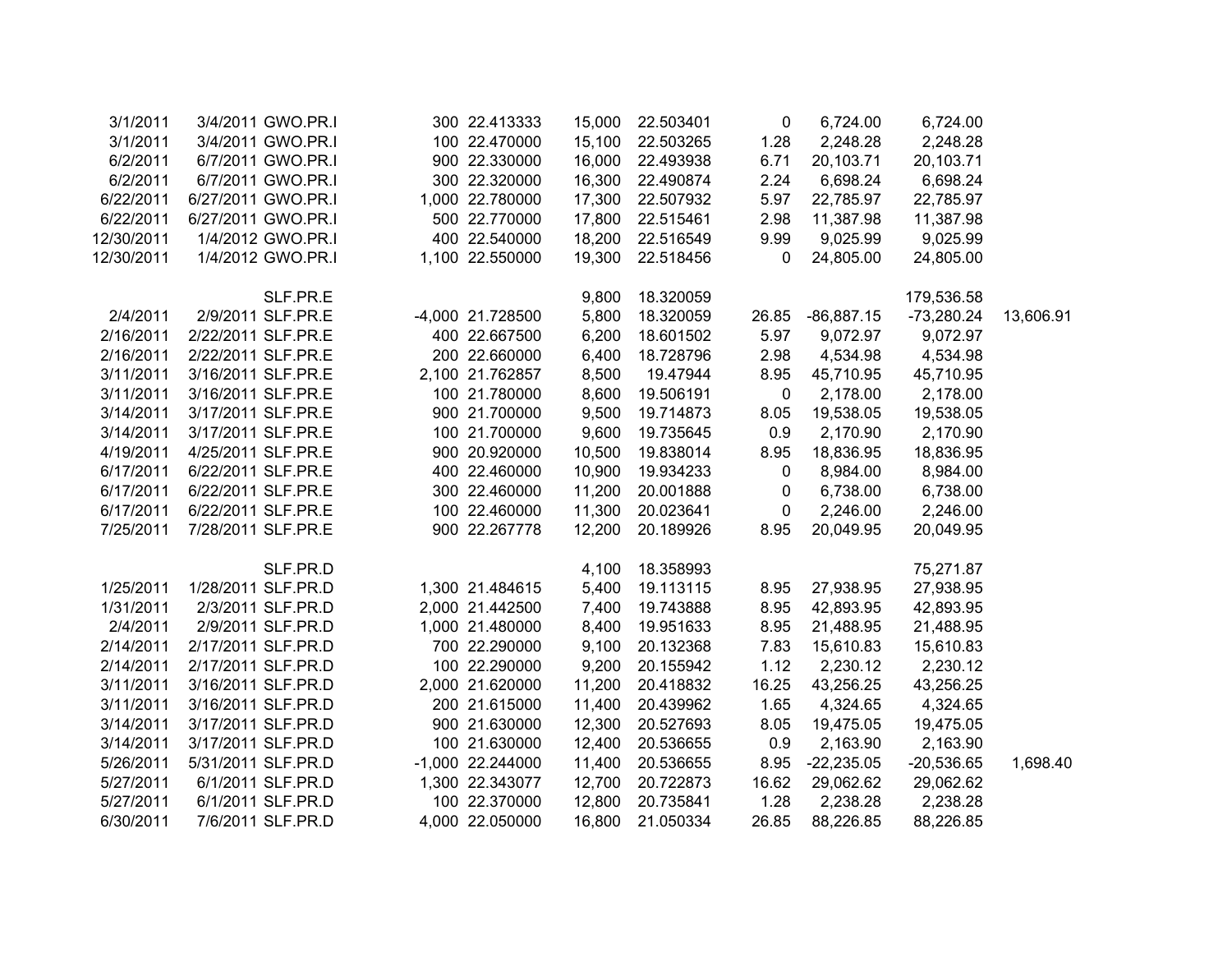| | | | | | | | | | | |
|---|---|---|---|---|---|---|---|---|---|---|
| 3/1/2011 | 3/4/2011 | GWO.PR.I | 300 | 22.413333 | 15,000 | 22.503401 | 0 | 6,724.00 | 6,724.00 | |
| 3/1/2011 | 3/4/2011 | GWO.PR.I | 100 | 22.470000 | 15,100 | 22.503265 | 1.28 | 2,248.28 | 2,248.28 | |
| 6/2/2011 | 6/7/2011 | GWO.PR.I | 900 | 22.330000 | 16,000 | 22.493938 | 6.71 | 20,103.71 | 20,103.71 | |
| 6/2/2011 | 6/7/2011 | GWO.PR.I | 300 | 22.320000 | 16,300 | 22.490874 | 2.24 | 6,698.24 | 6,698.24 | |
| 6/22/2011 | 6/27/2011 | GWO.PR.I | 1,000 | 22.780000 | 17,300 | 22.507932 | 5.97 | 22,785.97 | 22,785.97 | |
| 6/22/2011 | 6/27/2011 | GWO.PR.I | 500 | 22.770000 | 17,800 | 22.515461 | 2.98 | 11,387.98 | 11,387.98 | |
| 12/30/2011 | 1/4/2012 | GWO.PR.I | 400 | 22.540000 | 18,200 | 22.516549 | 9.99 | 9,025.99 | 9,025.99 | |
| 12/30/2011 | 1/4/2012 | GWO.PR.I | 1,100 | 22.550000 | 19,300 | 22.518456 | 0 | 24,805.00 | 24,805.00 | |
| | | | | | | | | | | |
| | | SLF.PR.E | | | 9,800 | 18.320059 | | | 179,536.58 | |
| 2/4/2011 | 2/9/2011 | SLF.PR.E | -4,000 | 21.728500 | 5,800 | 18.320059 | 26.85 | -86,887.15 | -73,280.24 | 13,606.91 |
| 2/16/2011 | 2/22/2011 | SLF.PR.E | 400 | 22.667500 | 6,200 | 18.601502 | 5.97 | 9,072.97 | 9,072.97 | |
| 2/16/2011 | 2/22/2011 | SLF.PR.E | 200 | 22.660000 | 6,400 | 18.728796 | 2.98 | 4,534.98 | 4,534.98 | |
| 3/11/2011 | 3/16/2011 | SLF.PR.E | 2,100 | 21.762857 | 8,500 | 19.47944 | 8.95 | 45,710.95 | 45,710.95 | |
| 3/11/2011 | 3/16/2011 | SLF.PR.E | 100 | 21.780000 | 8,600 | 19.506191 | 0 | 2,178.00 | 2,178.00 | |
| 3/14/2011 | 3/17/2011 | SLF.PR.E | 900 | 21.700000 | 9,500 | 19.714873 | 8.05 | 19,538.05 | 19,538.05 | |
| 3/14/2011 | 3/17/2011 | SLF.PR.E | 100 | 21.700000 | 9,600 | 19.735645 | 0.9 | 2,170.90 | 2,170.90 | |
| 4/19/2011 | 4/25/2011 | SLF.PR.E | 900 | 20.920000 | 10,500 | 19.838014 | 8.95 | 18,836.95 | 18,836.95 | |
| 6/17/2011 | 6/22/2011 | SLF.PR.E | 400 | 22.460000 | 10,900 | 19.934233 | 0 | 8,984.00 | 8,984.00 | |
| 6/17/2011 | 6/22/2011 | SLF.PR.E | 300 | 22.460000 | 11,200 | 20.001888 | 0 | 6,738.00 | 6,738.00 | |
| 6/17/2011 | 6/22/2011 | SLF.PR.E | 100 | 22.460000 | 11,300 | 20.023641 | 0 | 2,246.00 | 2,246.00 | |
| 7/25/2011 | 7/28/2011 | SLF.PR.E | 900 | 22.267778 | 12,200 | 20.189926 | 8.95 | 20,049.95 | 20,049.95 | |
| | | | | | | | | | | |
| | | SLF.PR.D | | | 4,100 | 18.358993 | | | 75,271.87 | |
| 1/25/2011 | 1/28/2011 | SLF.PR.D | 1,300 | 21.484615 | 5,400 | 19.113115 | 8.95 | 27,938.95 | 27,938.95 | |
| 1/31/2011 | 2/3/2011 | SLF.PR.D | 2,000 | 21.442500 | 7,400 | 19.743888 | 8.95 | 42,893.95 | 42,893.95 | |
| 2/4/2011 | 2/9/2011 | SLF.PR.D | 1,000 | 21.480000 | 8,400 | 19.951633 | 8.95 | 21,488.95 | 21,488.95 | |
| 2/14/2011 | 2/17/2011 | SLF.PR.D | 700 | 22.290000 | 9,100 | 20.132368 | 7.83 | 15,610.83 | 15,610.83 | |
| 2/14/2011 | 2/17/2011 | SLF.PR.D | 100 | 22.290000 | 9,200 | 20.155942 | 1.12 | 2,230.12 | 2,230.12 | |
| 3/11/2011 | 3/16/2011 | SLF.PR.D | 2,000 | 21.620000 | 11,200 | 20.418832 | 16.25 | 43,256.25 | 43,256.25 | |
| 3/11/2011 | 3/16/2011 | SLF.PR.D | 200 | 21.615000 | 11,400 | 20.439962 | 1.65 | 4,324.65 | 4,324.65 | |
| 3/14/2011 | 3/17/2011 | SLF.PR.D | 900 | 21.630000 | 12,300 | 20.527693 | 8.05 | 19,475.05 | 19,475.05 | |
| 3/14/2011 | 3/17/2011 | SLF.PR.D | 100 | 21.630000 | 12,400 | 20.536655 | 0.9 | 2,163.90 | 2,163.90 | |
| 5/26/2011 | 5/31/2011 | SLF.PR.D | -1,000 | 22.244000 | 11,400 | 20.536655 | 8.95 | -22,235.05 | -20,536.65 | 1,698.40 |
| 5/27/2011 | 6/1/2011 | SLF.PR.D | 1,300 | 22.343077 | 12,700 | 20.722873 | 16.62 | 29,062.62 | 29,062.62 | |
| 5/27/2011 | 6/1/2011 | SLF.PR.D | 100 | 22.370000 | 12,800 | 20.735841 | 1.28 | 2,238.28 | 2,238.28 | |
| 6/30/2011 | 7/6/2011 | SLF.PR.D | 4,000 | 22.050000 | 16,800 | 21.050334 | 26.85 | 88,226.85 | 88,226.85 | |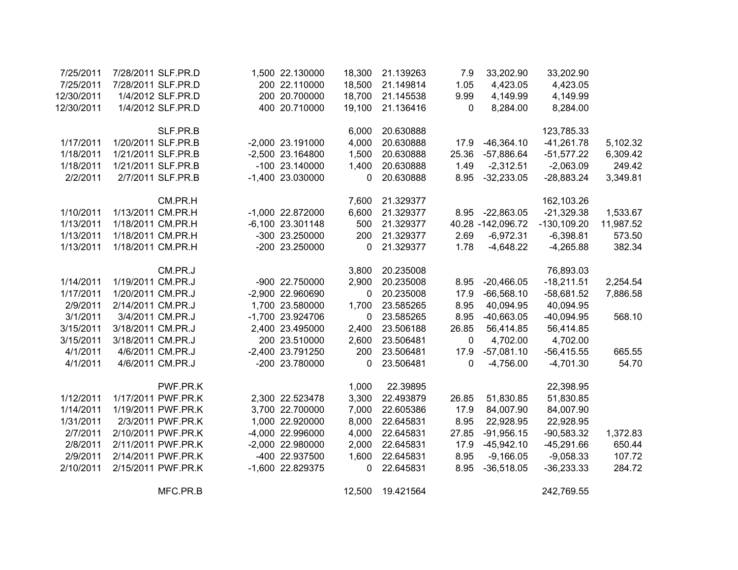| | | | | | | | | | | |
|---|---|---|---|---|---|---|---|---|---|---|
| 7/25/2011 | 7/28/2011 | SLF.PR.D | 1,500 | 22.130000 | 18,300 | 21.139263 | 7.9 | 33,202.90 | 33,202.90 | |
| 7/25/2011 | 7/28/2011 | SLF.PR.D | 200 | 22.110000 | 18,500 | 21.149814 | 1.05 | 4,423.05 | 4,423.05 | |
| 12/30/2011 | 1/4/2012 | SLF.PR.D | 200 | 20.700000 | 18,700 | 21.145538 | 9.99 | 4,149.99 | 4,149.99 | |
| 12/30/2011 | 1/4/2012 | SLF.PR.D | 400 | 20.710000 | 19,100 | 21.136416 | 0 | 8,284.00 | 8,284.00 | |
| | | | | | | | | | | |
| | | SLF.PR.B | | | 6,000 | 20.630888 | | | 123,785.33 | |
| 1/17/2011 | 1/20/2011 | SLF.PR.B | -2,000 | 23.191000 | 4,000 | 20.630888 | 17.9 | -46,364.10 | -41,261.78 | 5,102.32 |
| 1/18/2011 | 1/21/2011 | SLF.PR.B | -2,500 | 23.164800 | 1,500 | 20.630888 | 25.36 | -57,886.64 | -51,577.22 | 6,309.42 |
| 1/18/2011 | 1/21/2011 | SLF.PR.B | -100 | 23.140000 | 1,400 | 20.630888 | 1.49 | -2,312.51 | -2,063.09 | 249.42 |
| 2/2/2011 | 2/7/2011 | SLF.PR.B | -1,400 | 23.030000 | 0 | 20.630888 | 8.95 | -32,233.05 | -28,883.24 | 3,349.81 |
| | | | | | | | | | | |
| | | CM.PR.H | | | 7,600 | 21.329377 | | | 162,103.26 | |
| 1/10/2011 | 1/13/2011 | CM.PR.H | -1,000 | 22.872000 | 6,600 | 21.329377 | 8.95 | -22,863.05 | -21,329.38 | 1,533.67 |
| 1/13/2011 | 1/18/2011 | CM.PR.H | -6,100 | 23.301148 | 500 | 21.329377 | 40.28 | -142,096.72 | -130,109.20 | 11,987.52 |
| 1/13/2011 | 1/18/2011 | CM.PR.H | -300 | 23.250000 | 200 | 21.329377 | 2.69 | -6,972.31 | -6,398.81 | 573.50 |
| 1/13/2011 | 1/18/2011 | CM.PR.H | -200 | 23.250000 | 0 | 21.329377 | 1.78 | -4,648.22 | -4,265.88 | 382.34 |
| | | | | | | | | | | |
| | | CM.PR.J | | | 3,800 | 20.235008 | | | 76,893.03 | |
| 1/14/2011 | 1/19/2011 | CM.PR.J | -900 | 22.750000 | 2,900 | 20.235008 | 8.95 | -20,466.05 | -18,211.51 | 2,254.54 |
| 1/17/2011 | 1/20/2011 | CM.PR.J | -2,900 | 22.960690 | 0 | 20.235008 | 17.9 | -66,568.10 | -58,681.52 | 7,886.58 |
| 2/9/2011 | 2/14/2011 | CM.PR.J | 1,700 | 23.580000 | 1,700 | 23.585265 | 8.95 | 40,094.95 | 40,094.95 | |
| 3/1/2011 | 3/4/2011 | CM.PR.J | -1,700 | 23.924706 | 0 | 23.585265 | 8.95 | -40,663.05 | -40,094.95 | 568.10 |
| 3/15/2011 | 3/18/2011 | CM.PR.J | 2,400 | 23.495000 | 2,400 | 23.506188 | 26.85 | 56,414.85 | 56,414.85 | |
| 3/15/2011 | 3/18/2011 | CM.PR.J | 200 | 23.510000 | 2,600 | 23.506481 | 0 | 4,702.00 | 4,702.00 | |
| 4/1/2011 | 4/6/2011 | CM.PR.J | -2,400 | 23.791250 | 200 | 23.506481 | 17.9 | -57,081.10 | -56,415.55 | 665.55 |
| 4/1/2011 | 4/6/2011 | CM.PR.J | -200 | 23.780000 | 0 | 23.506481 | 0 | -4,756.00 | -4,701.30 | 54.70 |
| | | | | | | | | | | |
| | | PWF.PR.K | | | 1,000 | 22.39895 | | | 22,398.95 | |
| 1/12/2011 | 1/17/2011 | PWF.PR.K | 2,300 | 22.523478 | 3,300 | 22.493879 | 26.85 | 51,830.85 | 51,830.85 | |
| 1/14/2011 | 1/19/2011 | PWF.PR.K | 3,700 | 22.700000 | 7,000 | 22.605386 | 17.9 | 84,007.90 | 84,007.90 | |
| 1/31/2011 | 2/3/2011 | PWF.PR.K | 1,000 | 22.920000 | 8,000 | 22.645831 | 8.95 | 22,928.95 | 22,928.95 | |
| 2/7/2011 | 2/10/2011 | PWF.PR.K | -4,000 | 22.996000 | 4,000 | 22.645831 | 27.85 | -91,956.15 | -90,583.32 | 1,372.83 |
| 2/8/2011 | 2/11/2011 | PWF.PR.K | -2,000 | 22.980000 | 2,000 | 22.645831 | 17.9 | -45,942.10 | -45,291.66 | 650.44 |
| 2/9/2011 | 2/14/2011 | PWF.PR.K | -400 | 22.937500 | 1,600 | 22.645831 | 8.95 | -9,166.05 | -9,058.33 | 107.72 |
| 2/10/2011 | 2/15/2011 | PWF.PR.K | -1,600 | 22.829375 | 0 | 22.645831 | 8.95 | -36,518.05 | -36,233.33 | 284.72 |
| | | | | | | | | | | |
| | | MFC.PR.B | | | 12,500 | 19.421564 | | | 242,769.55 | |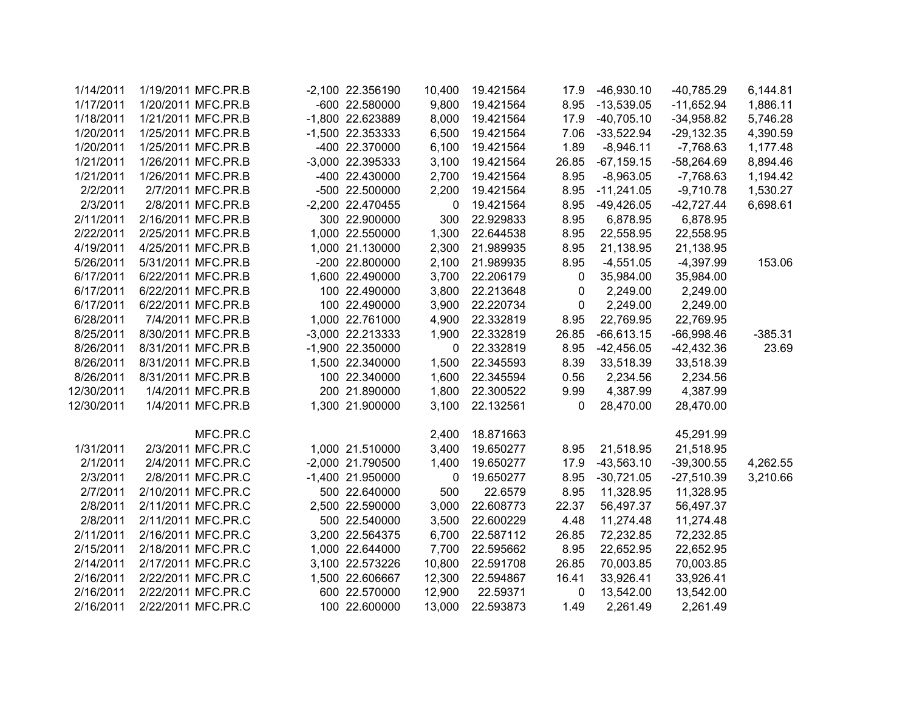| | | | | | | | | | | |
|---|---|---|---|---|---|---|---|---|---|---|
| 1/14/2011 | 1/19/2011 | MFC.PR.B | -2,100 | 22.356190 | 10,400 | 19.421564 | 17.9 | -46,930.10 | -40,785.29 | 6,144.81 |
| 1/17/2011 | 1/20/2011 | MFC.PR.B | -600 | 22.580000 | 9,800 | 19.421564 | 8.95 | -13,539.05 | -11,652.94 | 1,886.11 |
| 1/18/2011 | 1/21/2011 | MFC.PR.B | -1,800 | 22.623889 | 8,000 | 19.421564 | 17.9 | -40,705.10 | -34,958.82 | 5,746.28 |
| 1/20/2011 | 1/25/2011 | MFC.PR.B | -1,500 | 22.353333 | 6,500 | 19.421564 | 7.06 | -33,522.94 | -29,132.35 | 4,390.59 |
| 1/20/2011 | 1/25/2011 | MFC.PR.B | -400 | 22.370000 | 6,100 | 19.421564 | 1.89 | -8,946.11 | -7,768.63 | 1,177.48 |
| 1/21/2011 | 1/26/2011 | MFC.PR.B | -3,000 | 22.395333 | 3,100 | 19.421564 | 26.85 | -67,159.15 | -58,264.69 | 8,894.46 |
| 1/21/2011 | 1/26/2011 | MFC.PR.B | -400 | 22.430000 | 2,700 | 19.421564 | 8.95 | -8,963.05 | -7,768.63 | 1,194.42 |
| 2/2/2011 | 2/7/2011 | MFC.PR.B | -500 | 22.500000 | 2,200 | 19.421564 | 8.95 | -11,241.05 | -9,710.78 | 1,530.27 |
| 2/3/2011 | 2/8/2011 | MFC.PR.B | -2,200 | 22.470455 | 0 | 19.421564 | 8.95 | -49,426.05 | -42,727.44 | 6,698.61 |
| 2/11/2011 | 2/16/2011 | MFC.PR.B | 300 | 22.900000 | 300 | 22.929833 | 8.95 | 6,878.95 | 6,878.95 | |
| 2/22/2011 | 2/25/2011 | MFC.PR.B | 1,000 | 22.550000 | 1,300 | 22.644538 | 8.95 | 22,558.95 | 22,558.95 | |
| 4/19/2011 | 4/25/2011 | MFC.PR.B | 1,000 | 21.130000 | 2,300 | 21.989935 | 8.95 | 21,138.95 | 21,138.95 | |
| 5/26/2011 | 5/31/2011 | MFC.PR.B | -200 | 22.800000 | 2,100 | 21.989935 | 8.95 | -4,551.05 | -4,397.99 | 153.06 |
| 6/17/2011 | 6/22/2011 | MFC.PR.B | 1,600 | 22.490000 | 3,700 | 22.206179 | 0 | 35,984.00 | 35,984.00 | |
| 6/17/2011 | 6/22/2011 | MFC.PR.B | 100 | 22.490000 | 3,800 | 22.213648 | 0 | 2,249.00 | 2,249.00 | |
| 6/17/2011 | 6/22/2011 | MFC.PR.B | 100 | 22.490000 | 3,900 | 22.220734 | 0 | 2,249.00 | 2,249.00 | |
| 6/28/2011 | 7/4/2011 | MFC.PR.B | 1,000 | 22.761000 | 4,900 | 22.332819 | 8.95 | 22,769.95 | 22,769.95 | |
| 8/25/2011 | 8/30/2011 | MFC.PR.B | -3,000 | 22.213333 | 1,900 | 22.332819 | 26.85 | -66,613.15 | -66,998.46 | -385.31 |
| 8/26/2011 | 8/31/2011 | MFC.PR.B | -1,900 | 22.350000 | 0 | 22.332819 | 8.95 | -42,456.05 | -42,432.36 | 23.69 |
| 8/26/2011 | 8/31/2011 | MFC.PR.B | 1,500 | 22.340000 | 1,500 | 22.345593 | 8.39 | 33,518.39 | 33,518.39 | |
| 8/26/2011 | 8/31/2011 | MFC.PR.B | 100 | 22.340000 | 1,600 | 22.345594 | 0.56 | 2,234.56 | 2,234.56 | |
| 12/30/2011 | 1/4/2011 | MFC.PR.B | 200 | 21.890000 | 1,800 | 22.300522 | 9.99 | 4,387.99 | 4,387.99 | |
| 12/30/2011 | 1/4/2011 | MFC.PR.B | 1,300 | 21.900000 | 3,100 | 22.132561 | 0 | 28,470.00 | 28,470.00 | |
| | | | | | | | | | | |
| | | MFC.PR.C | | | 2,400 | 18.871663 | | | 45,291.99 | |
| 1/31/2011 | 2/3/2011 | MFC.PR.C | 1,000 | 21.510000 | 3,400 | 19.650277 | 8.95 | 21,518.95 | 21,518.95 | |
| 2/1/2011 | 2/4/2011 | MFC.PR.C | -2,000 | 21.790500 | 1,400 | 19.650277 | 17.9 | -43,563.10 | -39,300.55 | 4,262.55 |
| 2/3/2011 | 2/8/2011 | MFC.PR.C | -1,400 | 21.950000 | 0 | 19.650277 | 8.95 | -30,721.05 | -27,510.39 | 3,210.66 |
| 2/7/2011 | 2/10/2011 | MFC.PR.C | 500 | 22.640000 | 500 | 22.6579 | 8.95 | 11,328.95 | 11,328.95 | |
| 2/8/2011 | 2/11/2011 | MFC.PR.C | 2,500 | 22.590000 | 3,000 | 22.608773 | 22.37 | 56,497.37 | 56,497.37 | |
| 2/8/2011 | 2/11/2011 | MFC.PR.C | 500 | 22.540000 | 3,500 | 22.600229 | 4.48 | 11,274.48 | 11,274.48 | |
| 2/11/2011 | 2/16/2011 | MFC.PR.C | 3,200 | 22.564375 | 6,700 | 22.587112 | 26.85 | 72,232.85 | 72,232.85 | |
| 2/15/2011 | 2/18/2011 | MFC.PR.C | 1,000 | 22.644000 | 7,700 | 22.595662 | 8.95 | 22,652.95 | 22,652.95 | |
| 2/14/2011 | 2/17/2011 | MFC.PR.C | 3,100 | 22.573226 | 10,800 | 22.591708 | 26.85 | 70,003.85 | 70,003.85 | |
| 2/16/2011 | 2/22/2011 | MFC.PR.C | 1,500 | 22.606667 | 12,300 | 22.594867 | 16.41 | 33,926.41 | 33,926.41 | |
| 2/16/2011 | 2/22/2011 | MFC.PR.C | 600 | 22.570000 | 12,900 | 22.59371 | 0 | 13,542.00 | 13,542.00 | |
| 2/16/2011 | 2/22/2011 | MFC.PR.C | 100 | 22.600000 | 13,000 | 22.593873 | 1.49 | 2,261.49 | 2,261.49 | |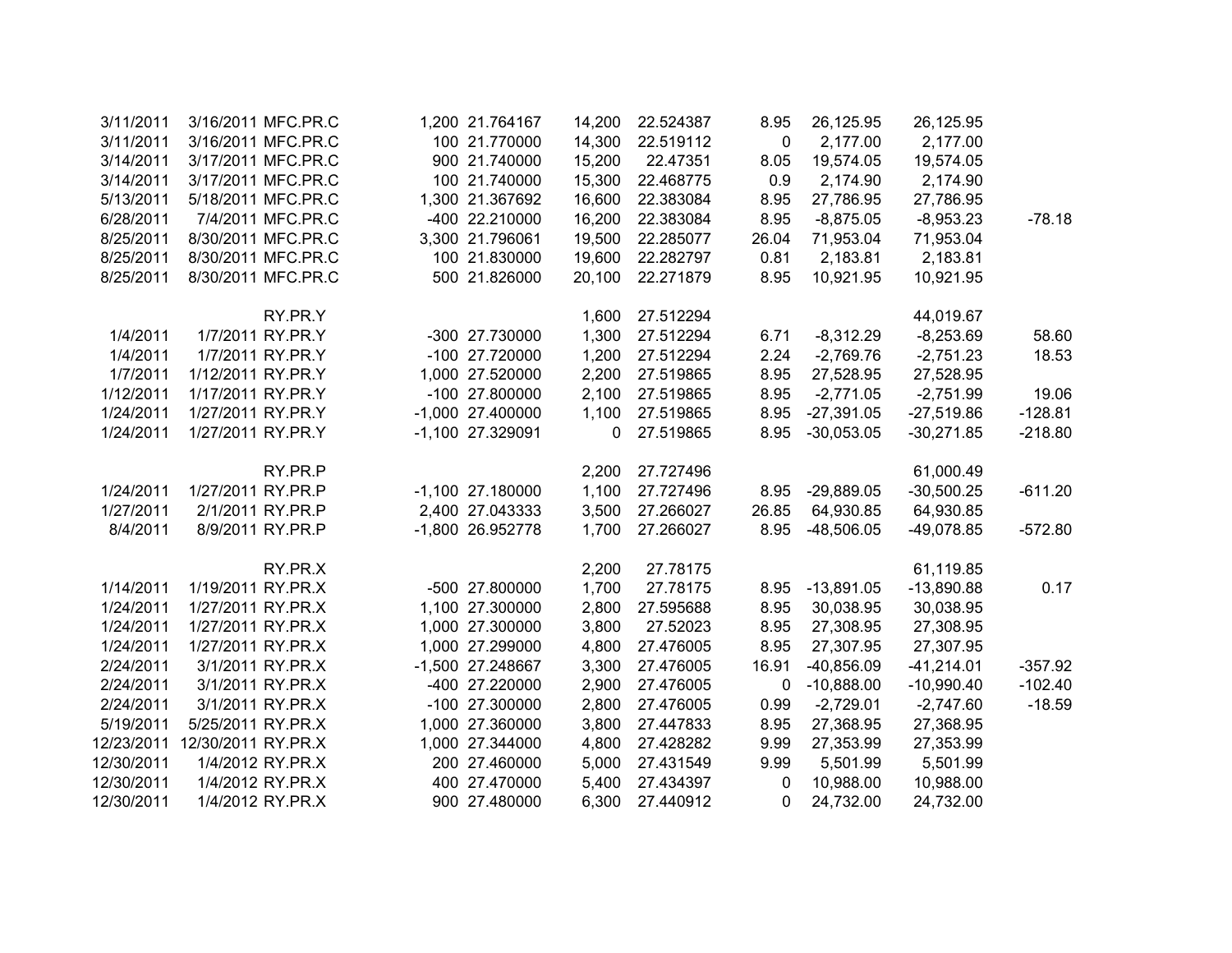| | | | | | | | | | | |
|---|---|---|---|---|---|---|---|---|---|---|
| 3/11/2011 | 3/16/2011 | MFC.PR.C | 1,200 | 21.764167 | 14,200 | 22.524387 | 8.95 | 26,125.95 | 26,125.95 | |
| 3/11/2011 | 3/16/2011 | MFC.PR.C | 100 | 21.770000 | 14,300 | 22.519112 | 0 | 2,177.00 | 2,177.00 | |
| 3/14/2011 | 3/17/2011 | MFC.PR.C | 900 | 21.740000 | 15,200 | 22.47351 | 8.05 | 19,574.05 | 19,574.05 | |
| 3/14/2011 | 3/17/2011 | MFC.PR.C | 100 | 21.740000 | 15,300 | 22.468775 | 0.9 | 2,174.90 | 2,174.90 | |
| 5/13/2011 | 5/18/2011 | MFC.PR.C | 1,300 | 21.367692 | 16,600 | 22.383084 | 8.95 | 27,786.95 | 27,786.95 | |
| 6/28/2011 | 7/4/2011 | MFC.PR.C | -400 | 22.210000 | 16,200 | 22.383084 | 8.95 | -8,875.05 | -8,953.23 | -78.18 |
| 8/25/2011 | 8/30/2011 | MFC.PR.C | 3,300 | 21.796061 | 19,500 | 22.285077 | 26.04 | 71,953.04 | 71,953.04 | |
| 8/25/2011 | 8/30/2011 | MFC.PR.C | 100 | 21.830000 | 19,600 | 22.282797 | 0.81 | 2,183.81 | 2,183.81 | |
| 8/25/2011 | 8/30/2011 | MFC.PR.C | 500 | 21.826000 | 20,100 | 22.271879 | 8.95 | 10,921.95 | 10,921.95 | |
| | | | | | | | | | | |
| | | RY.PR.Y | | | 1,600 | 27.512294 | | | 44,019.67 | |
| 1/4/2011 | 1/7/2011 | RY.PR.Y | -300 | 27.730000 | 1,300 | 27.512294 | 6.71 | -8,312.29 | -8,253.69 | 58.60 |
| 1/4/2011 | 1/7/2011 | RY.PR.Y | -100 | 27.720000 | 1,200 | 27.512294 | 2.24 | -2,769.76 | -2,751.23 | 18.53 |
| 1/7/2011 | 1/12/2011 | RY.PR.Y | 1,000 | 27.520000 | 2,200 | 27.519865 | 8.95 | 27,528.95 | 27,528.95 | |
| 1/12/2011 | 1/17/2011 | RY.PR.Y | -100 | 27.800000 | 2,100 | 27.519865 | 8.95 | -2,771.05 | -2,751.99 | 19.06 |
| 1/24/2011 | 1/27/2011 | RY.PR.Y | -1,000 | 27.400000 | 1,100 | 27.519865 | 8.95 | -27,391.05 | -27,519.86 | -128.81 |
| 1/24/2011 | 1/27/2011 | RY.PR.Y | -1,100 | 27.329091 | 0 | 27.519865 | 8.95 | -30,053.05 | -30,271.85 | -218.80 |
| | | | | | | | | | | |
| | | RY.PR.P | | | 2,200 | 27.727496 | | | 61,000.49 | |
| 1/24/2011 | 1/27/2011 | RY.PR.P | -1,100 | 27.180000 | 1,100 | 27.727496 | 8.95 | -29,889.05 | -30,500.25 | -611.20 |
| 1/27/2011 | 2/1/2011 | RY.PR.P | 2,400 | 27.043333 | 3,500 | 27.266027 | 26.85 | 64,930.85 | 64,930.85 | |
| 8/4/2011 | 8/9/2011 | RY.PR.P | -1,800 | 26.952778 | 1,700 | 27.266027 | 8.95 | -48,506.05 | -49,078.85 | -572.80 |
| | | | | | | | | | | |
| | | RY.PR.X | | | 2,200 | 27.78175 | | | 61,119.85 | |
| 1/14/2011 | 1/19/2011 | RY.PR.X | -500 | 27.800000 | 1,700 | 27.78175 | 8.95 | -13,891.05 | -13,890.88 | 0.17 |
| 1/24/2011 | 1/27/2011 | RY.PR.X | 1,100 | 27.300000 | 2,800 | 27.595688 | 8.95 | 30,038.95 | 30,038.95 | |
| 1/24/2011 | 1/27/2011 | RY.PR.X | 1,000 | 27.300000 | 3,800 | 27.52023 | 8.95 | 27,308.95 | 27,308.95 | |
| 1/24/2011 | 1/27/2011 | RY.PR.X | 1,000 | 27.299000 | 4,800 | 27.476005 | 8.95 | 27,307.95 | 27,307.95 | |
| 2/24/2011 | 3/1/2011 | RY.PR.X | -1,500 | 27.248667 | 3,300 | 27.476005 | 16.91 | -40,856.09 | -41,214.01 | -357.92 |
| 2/24/2011 | 3/1/2011 | RY.PR.X | -400 | 27.220000 | 2,900 | 27.476005 | 0 | -10,888.00 | -10,990.40 | -102.40 |
| 2/24/2011 | 3/1/2011 | RY.PR.X | -100 | 27.300000 | 2,800 | 27.476005 | 0.99 | -2,729.01 | -2,747.60 | -18.59 |
| 5/19/2011 | 5/25/2011 | RY.PR.X | 1,000 | 27.360000 | 3,800 | 27.447833 | 8.95 | 27,368.95 | 27,368.95 | |
| 12/23/2011 | 12/30/2011 | RY.PR.X | 1,000 | 27.344000 | 4,800 | 27.428282 | 9.99 | 27,353.99 | 27,353.99 | |
| 12/30/2011 | 1/4/2012 | RY.PR.X | 200 | 27.460000 | 5,000 | 27.431549 | 9.99 | 5,501.99 | 5,501.99 | |
| 12/30/2011 | 1/4/2012 | RY.PR.X | 400 | 27.470000 | 5,400 | 27.434397 | 0 | 10,988.00 | 10,988.00 | |
| 12/30/2011 | 1/4/2012 | RY.PR.X | 900 | 27.480000 | 6,300 | 27.440912 | 0 | 24,732.00 | 24,732.00 | |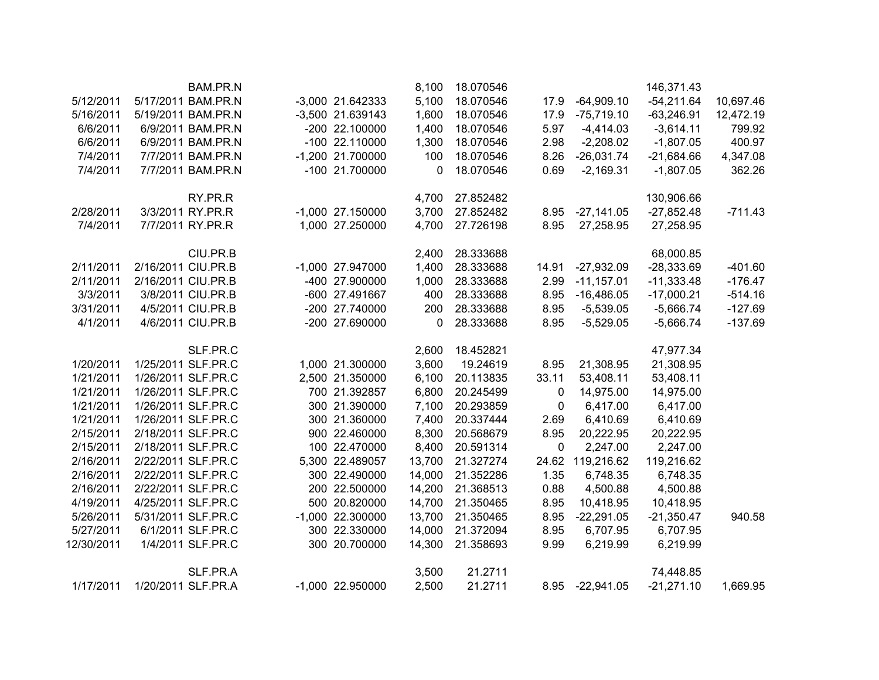| | | | | | | | | | | |
|---|---|---|---|---|---|---|---|---|---|---|
| | | BAM.PR.N | | | 8,100 | 18.070546 | | | 146,371.43 | |
| 5/12/2011 | 5/17/2011 | BAM.PR.N | -3,000 | 21.642333 | 5,100 | 18.070546 | 17.9 | -64,909.10 | -54,211.64 | 10,697.46 |
| 5/16/2011 | 5/19/2011 | BAM.PR.N | -3,500 | 21.639143 | 1,600 | 18.070546 | 17.9 | -75,719.10 | -63,246.91 | 12,472.19 |
| 6/6/2011 | 6/9/2011 | BAM.PR.N | -200 | 22.100000 | 1,400 | 18.070546 | 5.97 | -4,414.03 | -3,614.11 | 799.92 |
| 6/6/2011 | 6/9/2011 | BAM.PR.N | -100 | 22.110000 | 1,300 | 18.070546 | 2.98 | -2,208.02 | -1,807.05 | 400.97 |
| 7/4/2011 | 7/7/2011 | BAM.PR.N | -1,200 | 21.700000 | 100 | 18.070546 | 8.26 | -26,031.74 | -21,684.66 | 4,347.08 |
| 7/4/2011 | 7/7/2011 | BAM.PR.N | -100 | 21.700000 | 0 | 18.070546 | 0.69 | -2,169.31 | -1,807.05 | 362.26 |
| | | | | | | | | | | |
| | | RY.PR.R | | | 4,700 | 27.852482 | | | 130,906.66 | |
| 2/28/2011 | 3/3/2011 | RY.PR.R | -1,000 | 27.150000 | 3,700 | 27.852482 | 8.95 | -27,141.05 | -27,852.48 | -711.43 |
| 7/4/2011 | 7/7/2011 | RY.PR.R | 1,000 | 27.250000 | 4,700 | 27.726198 | 8.95 | 27,258.95 | 27,258.95 | |
| | | | | | | | | | | |
| | | CIU.PR.B | | | 2,400 | 28.333688 | | | 68,000.85 | |
| 2/11/2011 | 2/16/2011 | CIU.PR.B | -1,000 | 27.947000 | 1,400 | 28.333688 | 14.91 | -27,932.09 | -28,333.69 | -401.60 |
| 2/11/2011 | 2/16/2011 | CIU.PR.B | -400 | 27.900000 | 1,000 | 28.333688 | 2.99 | -11,157.01 | -11,333.48 | -176.47 |
| 3/3/2011 | 3/8/2011 | CIU.PR.B | -600 | 27.491667 | 400 | 28.333688 | 8.95 | -16,486.05 | -17,000.21 | -514.16 |
| 3/31/2011 | 4/5/2011 | CIU.PR.B | -200 | 27.740000 | 200 | 28.333688 | 8.95 | -5,539.05 | -5,666.74 | -127.69 |
| 4/1/2011 | 4/6/2011 | CIU.PR.B | -200 | 27.690000 | 0 | 28.333688 | 8.95 | -5,529.05 | -5,666.74 | -137.69 |
| | | | | | | | | | | |
| | | SLF.PR.C | | | 2,600 | 18.452821 | | | 47,977.34 | |
| 1/20/2011 | 1/25/2011 | SLF.PR.C | 1,000 | 21.300000 | 3,600 | 19.24619 | 8.95 | 21,308.95 | 21,308.95 | |
| 1/21/2011 | 1/26/2011 | SLF.PR.C | 2,500 | 21.350000 | 6,100 | 20.113835 | 33.11 | 53,408.11 | 53,408.11 | |
| 1/21/2011 | 1/26/2011 | SLF.PR.C | 700 | 21.392857 | 6,800 | 20.245499 | 0 | 14,975.00 | 14,975.00 | |
| 1/21/2011 | 1/26/2011 | SLF.PR.C | 300 | 21.390000 | 7,100 | 20.293859 | 0 | 6,417.00 | 6,417.00 | |
| 1/21/2011 | 1/26/2011 | SLF.PR.C | 300 | 21.360000 | 7,400 | 20.337444 | 2.69 | 6,410.69 | 6,410.69 | |
| 2/15/2011 | 2/18/2011 | SLF.PR.C | 900 | 22.460000 | 8,300 | 20.568679 | 8.95 | 20,222.95 | 20,222.95 | |
| 2/15/2011 | 2/18/2011 | SLF.PR.C | 100 | 22.470000 | 8,400 | 20.591314 | 0 | 2,247.00 | 2,247.00 | |
| 2/16/2011 | 2/22/2011 | SLF.PR.C | 5,300 | 22.489057 | 13,700 | 21.327274 | 24.62 | 119,216.62 | 119,216.62 | |
| 2/16/2011 | 2/22/2011 | SLF.PR.C | 300 | 22.490000 | 14,000 | 21.352286 | 1.35 | 6,748.35 | 6,748.35 | |
| 2/16/2011 | 2/22/2011 | SLF.PR.C | 200 | 22.500000 | 14,200 | 21.368513 | 0.88 | 4,500.88 | 4,500.88 | |
| 4/19/2011 | 4/25/2011 | SLF.PR.C | 500 | 20.820000 | 14,700 | 21.350465 | 8.95 | 10,418.95 | 10,418.95 | |
| 5/26/2011 | 5/31/2011 | SLF.PR.C | -1,000 | 22.300000 | 13,700 | 21.350465 | 8.95 | -22,291.05 | -21,350.47 | 940.58 |
| 5/27/2011 | 6/1/2011 | SLF.PR.C | 300 | 22.330000 | 14,000 | 21.372094 | 8.95 | 6,707.95 | 6,707.95 | |
| 12/30/2011 | 1/4/2011 | SLF.PR.C | 300 | 20.700000 | 14,300 | 21.358693 | 9.99 | 6,219.99 | 6,219.99 | |
| | | | | | | | | | | |
| | | SLF.PR.A | | | 3,500 | 21.2711 | | | 74,448.85 | |
| 1/17/2011 | 1/20/2011 | SLF.PR.A | -1,000 | 22.950000 | 2,500 | 21.2711 | 8.95 | -22,941.05 | -21,271.10 | 1,669.95 |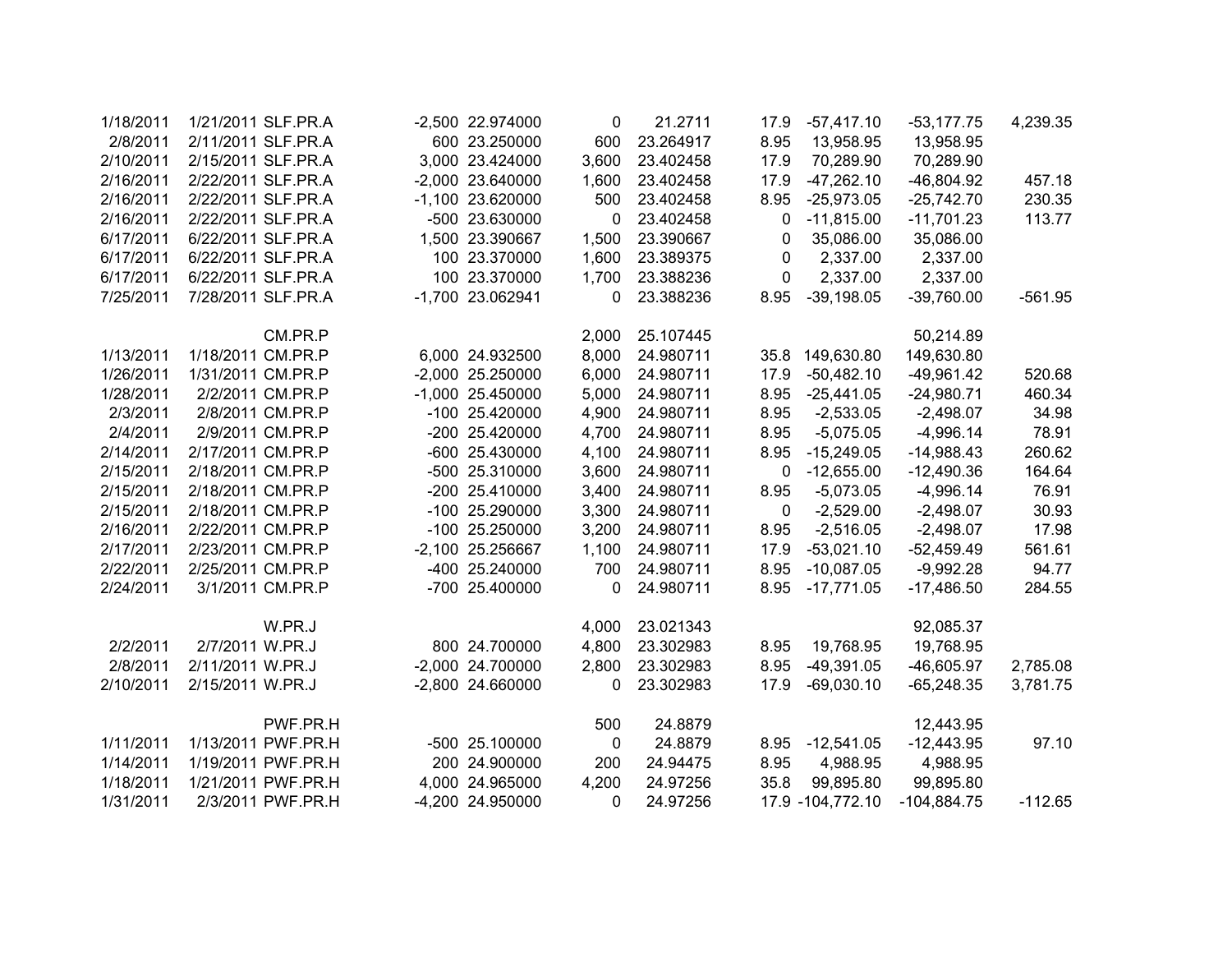| | | | | | | | | | | |
|---|---|---|---|---|---|---|---|---|---|---|
| 1/18/2011 | 1/21/2011 | SLF.PR.A | -2,500 | 22.974000 | 0 | 21.2711 | 17.9 | -57,417.10 | -53,177.75 | 4,239.35 |
| 2/8/2011 | 2/11/2011 | SLF.PR.A | 600 | 23.250000 | 600 | 23.264917 | 8.95 | 13,958.95 | 13,958.95 | |
| 2/10/2011 | 2/15/2011 | SLF.PR.A | 3,000 | 23.424000 | 3,600 | 23.402458 | 17.9 | 70,289.90 | 70,289.90 | |
| 2/16/2011 | 2/22/2011 | SLF.PR.A | -2,000 | 23.640000 | 1,600 | 23.402458 | 17.9 | -47,262.10 | -46,804.92 | 457.18 |
| 2/16/2011 | 2/22/2011 | SLF.PR.A | -1,100 | 23.620000 | 500 | 23.402458 | 8.95 | -25,973.05 | -25,742.70 | 230.35 |
| 2/16/2011 | 2/22/2011 | SLF.PR.A | -500 | 23.630000 | 0 | 23.402458 | 0 | -11,815.00 | -11,701.23 | 113.77 |
| 6/17/2011 | 6/22/2011 | SLF.PR.A | 1,500 | 23.390667 | 1,500 | 23.390667 | 0 | 35,086.00 | 35,086.00 | |
| 6/17/2011 | 6/22/2011 | SLF.PR.A | 100 | 23.370000 | 1,600 | 23.389375 | 0 | 2,337.00 | 2,337.00 | |
| 6/17/2011 | 6/22/2011 | SLF.PR.A | 100 | 23.370000 | 1,700 | 23.388236 | 0 | 2,337.00 | 2,337.00 | |
| 7/25/2011 | 7/28/2011 | SLF.PR.A | -1,700 | 23.062941 | 0 | 23.388236 | 8.95 | -39,198.05 | -39,760.00 | -561.95 |
| | | | | | | | | | | |
| | | CM.PR.P | | | 2,000 | 25.107445 | | | 50,214.89 | |
| 1/13/2011 | 1/18/2011 | CM.PR.P | 6,000 | 24.932500 | 8,000 | 24.980711 | 35.8 | 149,630.80 | 149,630.80 | |
| 1/26/2011 | 1/31/2011 | CM.PR.P | -2,000 | 25.250000 | 6,000 | 24.980711 | 17.9 | -50,482.10 | -49,961.42 | 520.68 |
| 1/28/2011 | 2/2/2011 | CM.PR.P | -1,000 | 25.450000 | 5,000 | 24.980711 | 8.95 | -25,441.05 | -24,980.71 | 460.34 |
| 2/3/2011 | 2/8/2011 | CM.PR.P | -100 | 25.420000 | 4,900 | 24.980711 | 8.95 | -2,533.05 | -2,498.07 | 34.98 |
| 2/4/2011 | 2/9/2011 | CM.PR.P | -200 | 25.420000 | 4,700 | 24.980711 | 8.95 | -5,075.05 | -4,996.14 | 78.91 |
| 2/14/2011 | 2/17/2011 | CM.PR.P | -600 | 25.430000 | 4,100 | 24.980711 | 8.95 | -15,249.05 | -14,988.43 | 260.62 |
| 2/15/2011 | 2/18/2011 | CM.PR.P | -500 | 25.310000 | 3,600 | 24.980711 | 0 | -12,655.00 | -12,490.36 | 164.64 |
| 2/15/2011 | 2/18/2011 | CM.PR.P | -200 | 25.410000 | 3,400 | 24.980711 | 8.95 | -5,073.05 | -4,996.14 | 76.91 |
| 2/15/2011 | 2/18/2011 | CM.PR.P | -100 | 25.290000 | 3,300 | 24.980711 | 0 | -2,529.00 | -2,498.07 | 30.93 |
| 2/16/2011 | 2/22/2011 | CM.PR.P | -100 | 25.250000 | 3,200 | 24.980711 | 8.95 | -2,516.05 | -2,498.07 | 17.98 |
| 2/17/2011 | 2/23/2011 | CM.PR.P | -2,100 | 25.256667 | 1,100 | 24.980711 | 17.9 | -53,021.10 | -52,459.49 | 561.61 |
| 2/22/2011 | 2/25/2011 | CM.PR.P | -400 | 25.240000 | 700 | 24.980711 | 8.95 | -10,087.05 | -9,992.28 | 94.77 |
| 2/24/2011 | 3/1/2011 | CM.PR.P | -700 | 25.400000 | 0 | 24.980711 | 8.95 | -17,771.05 | -17,486.50 | 284.55 |
| | | | | | | | | | | |
| | | W.PR.J | | | 4,000 | 23.021343 | | | 92,085.37 | |
| 2/2/2011 | 2/7/2011 | W.PR.J | 800 | 24.700000 | 4,800 | 23.302983 | 8.95 | 19,768.95 | 19,768.95 | |
| 2/8/2011 | 2/11/2011 | W.PR.J | -2,000 | 24.700000 | 2,800 | 23.302983 | 8.95 | -49,391.05 | -46,605.97 | 2,785.08 |
| 2/10/2011 | 2/15/2011 | W.PR.J | -2,800 | 24.660000 | 0 | 23.302983 | 17.9 | -69,030.10 | -65,248.35 | 3,781.75 |
| | | | | | | | | | | |
| | | PWF.PR.H | | | 500 | 24.8879 | | | 12,443.95 | |
| 1/11/2011 | 1/13/2011 | PWF.PR.H | -500 | 25.100000 | 0 | 24.8879 | 8.95 | -12,541.05 | -12,443.95 | 97.10 |
| 1/14/2011 | 1/19/2011 | PWF.PR.H | 200 | 24.900000 | 200 | 24.94475 | 8.95 | 4,988.95 | 4,988.95 | |
| 1/18/2011 | 1/21/2011 | PWF.PR.H | 4,000 | 24.965000 | 4,200 | 24.97256 | 35.8 | 99,895.80 | 99,895.80 | |
| 1/31/2011 | 2/3/2011 | PWF.PR.H | -4,200 | 24.950000 | 0 | 24.97256 | 17.9 | -104,772.10 | -104,884.75 | -112.65 |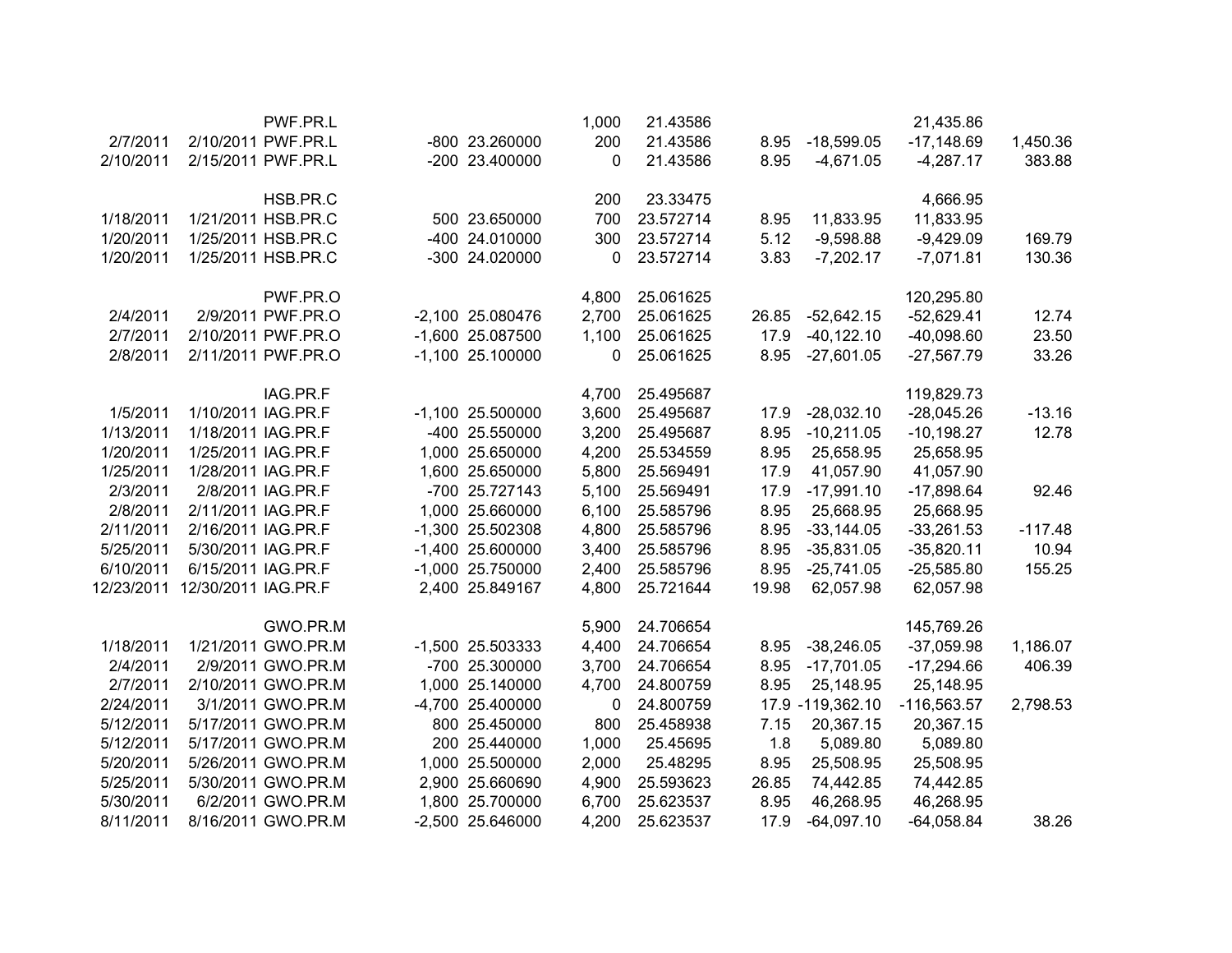| | | | | | | | | | | |
|---|---|---|---|---|---|---|---|---|---|---|
| | | PWF.PR.L | | | 1,000 | 21.43586 | | | 21,435.86 | |
| 2/7/2011 | 2/10/2011 | PWF.PR.L | -800 | 23.260000 | 200 | 21.43586 | 8.95 | -18,599.05 | -17,148.69 | 1,450.36 |
| 2/10/2011 | 2/15/2011 | PWF.PR.L | -200 | 23.400000 | 0 | 21.43586 | 8.95 | -4,671.05 | -4,287.17 | 383.88 |
| | | | | | | | | | | |
| | | HSB.PR.C | | | 200 | 23.33475 | | | 4,666.95 | |
| 1/18/2011 | 1/21/2011 | HSB.PR.C | 500 | 23.650000 | 700 | 23.572714 | 8.95 | 11,833.95 | 11,833.95 | |
| 1/20/2011 | 1/25/2011 | HSB.PR.C | -400 | 24.010000 | 300 | 23.572714 | 5.12 | -9,598.88 | -9,429.09 | 169.79 |
| 1/20/2011 | 1/25/2011 | HSB.PR.C | -300 | 24.020000 | 0 | 23.572714 | 3.83 | -7,202.17 | -7,071.81 | 130.36 |
| | | | | | | | | | | |
| | | PWF.PR.O | | | 4,800 | 25.061625 | | | 120,295.80 | |
| 2/4/2011 | 2/9/2011 | PWF.PR.O | -2,100 | 25.080476 | 2,700 | 25.061625 | 26.85 | -52,642.15 | -52,629.41 | 12.74 |
| 2/7/2011 | 2/10/2011 | PWF.PR.O | -1,600 | 25.087500 | 1,100 | 25.061625 | 17.9 | -40,122.10 | -40,098.60 | 23.50 |
| 2/8/2011 | 2/11/2011 | PWF.PR.O | -1,100 | 25.100000 | 0 | 25.061625 | 8.95 | -27,601.05 | -27,567.79 | 33.26 |
| | | | | | | | | | | |
| | | IAG.PR.F | | | 4,700 | 25.495687 | | | 119,829.73 | |
| 1/5/2011 | 1/10/2011 | IAG.PR.F | -1,100 | 25.500000 | 3,600 | 25.495687 | 17.9 | -28,032.10 | -28,045.26 | -13.16 |
| 1/13/2011 | 1/18/2011 | IAG.PR.F | -400 | 25.550000 | 3,200 | 25.495687 | 8.95 | -10,211.05 | -10,198.27 | 12.78 |
| 1/20/2011 | 1/25/2011 | IAG.PR.F | 1,000 | 25.650000 | 4,200 | 25.534559 | 8.95 | 25,658.95 | 25,658.95 | |
| 1/25/2011 | 1/28/2011 | IAG.PR.F | 1,600 | 25.650000 | 5,800 | 25.569491 | 17.9 | 41,057.90 | 41,057.90 | |
| 2/3/2011 | 2/8/2011 | IAG.PR.F | -700 | 25.727143 | 5,100 | 25.569491 | 17.9 | -17,991.10 | -17,898.64 | 92.46 |
| 2/8/2011 | 2/11/2011 | IAG.PR.F | 1,000 | 25.660000 | 6,100 | 25.585796 | 8.95 | 25,668.95 | 25,668.95 | |
| 2/11/2011 | 2/16/2011 | IAG.PR.F | -1,300 | 25.502308 | 4,800 | 25.585796 | 8.95 | -33,144.05 | -33,261.53 | -117.48 |
| 5/25/2011 | 5/30/2011 | IAG.PR.F | -1,400 | 25.600000 | 3,400 | 25.585796 | 8.95 | -35,831.05 | -35,820.11 | 10.94 |
| 6/10/2011 | 6/15/2011 | IAG.PR.F | -1,000 | 25.750000 | 2,400 | 25.585796 | 8.95 | -25,741.05 | -25,585.80 | 155.25 |
| 12/23/2011 | 12/30/2011 | IAG.PR.F | 2,400 | 25.849167 | 4,800 | 25.721644 | 19.98 | 62,057.98 | 62,057.98 | |
| | | | | | | | | | | |
| | | GWO.PR.M | | | 5,900 | 24.706654 | | | 145,769.26 | |
| 1/18/2011 | 1/21/2011 | GWO.PR.M | -1,500 | 25.503333 | 4,400 | 24.706654 | 8.95 | -38,246.05 | -37,059.98 | 1,186.07 |
| 2/4/2011 | 2/9/2011 | GWO.PR.M | -700 | 25.300000 | 3,700 | 24.706654 | 8.95 | -17,701.05 | -17,294.66 | 406.39 |
| 2/7/2011 | 2/10/2011 | GWO.PR.M | 1,000 | 25.140000 | 4,700 | 24.800759 | 8.95 | 25,148.95 | 25,148.95 | |
| 2/24/2011 | 3/1/2011 | GWO.PR.M | -4,700 | 25.400000 | 0 | 24.800759 | 17.9 | -119,362.10 | -116,563.57 | 2,798.53 |
| 5/12/2011 | 5/17/2011 | GWO.PR.M | 800 | 25.450000 | 800 | 25.458938 | 7.15 | 20,367.15 | 20,367.15 | |
| 5/12/2011 | 5/17/2011 | GWO.PR.M | 200 | 25.440000 | 1,000 | 25.45695 | 1.8 | 5,089.80 | 5,089.80 | |
| 5/20/2011 | 5/26/2011 | GWO.PR.M | 1,000 | 25.500000 | 2,000 | 25.48295 | 8.95 | 25,508.95 | 25,508.95 | |
| 5/25/2011 | 5/30/2011 | GWO.PR.M | 2,900 | 25.660690 | 4,900 | 25.593623 | 26.85 | 74,442.85 | 74,442.85 | |
| 5/30/2011 | 6/2/2011 | GWO.PR.M | 1,800 | 25.700000 | 6,700 | 25.623537 | 8.95 | 46,268.95 | 46,268.95 | |
| 8/11/2011 | 8/16/2011 | GWO.PR.M | -2,500 | 25.646000 | 4,200 | 25.623537 | 17.9 | -64,097.10 | -64,058.84 | 38.26 |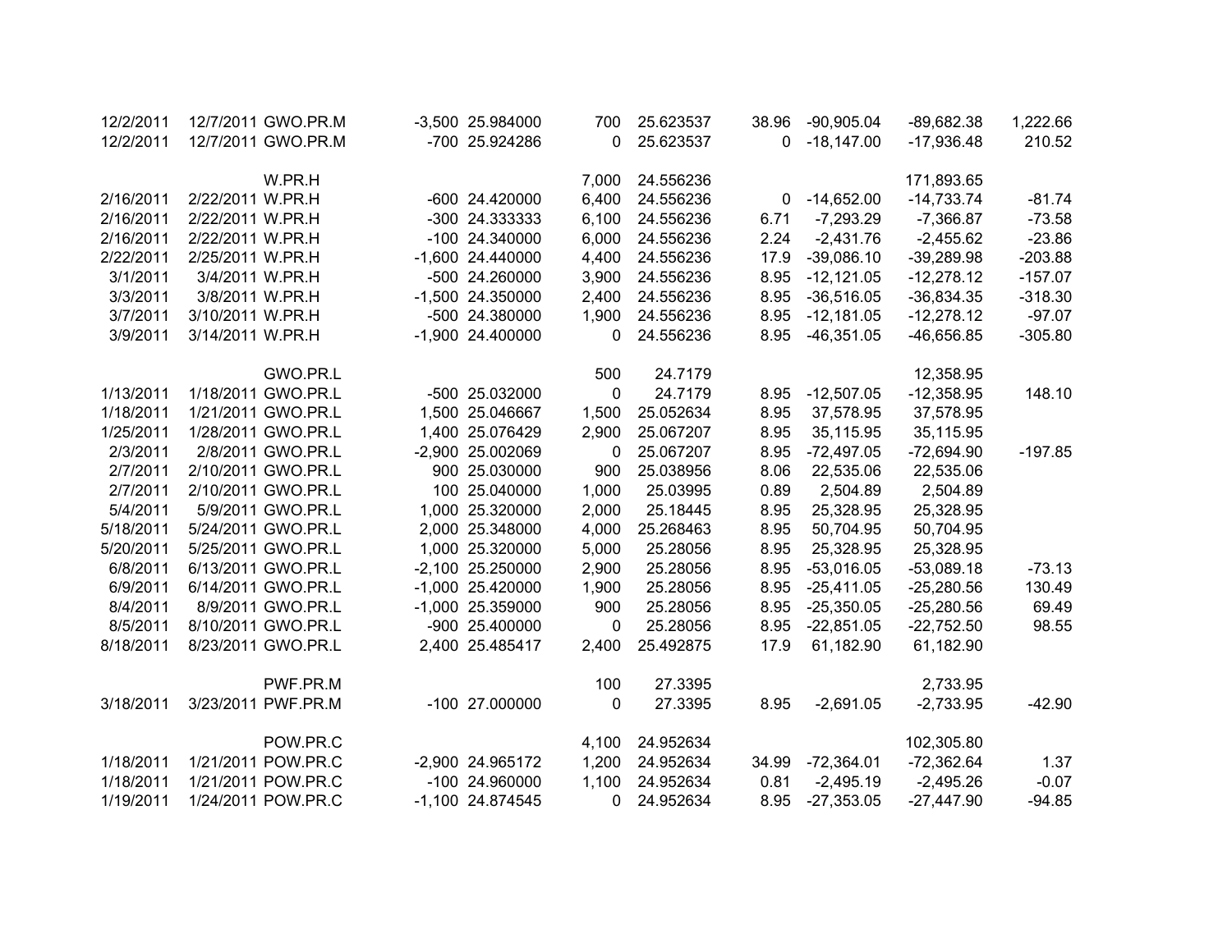| | | | | | | | | | | |
|---|---|---|---|---|---|---|---|---|---|---|
| 12/2/2011 | 12/7/2011 | GWO.PR.M | -3,500 | 25.984000 | 700 | 25.623537 | 38.96 | -90,905.04 | -89,682.38 | 1,222.66 |
| 12/2/2011 | 12/7/2011 | GWO.PR.M | -700 | 25.924286 | 0 | 25.623537 | 0 | -18,147.00 | -17,936.48 | 210.52 |
| | | | | | | | | | | |
| | | W.PR.H | | | 7,000 | 24.556236 | | | 171,893.65 | |
| 2/16/2011 | 2/22/2011 | W.PR.H | -600 | 24.420000 | 6,400 | 24.556236 | 0 | -14,652.00 | -14,733.74 | -81.74 |
| 2/16/2011 | 2/22/2011 | W.PR.H | -300 | 24.333333 | 6,100 | 24.556236 | 6.71 | -7,293.29 | -7,366.87 | -73.58 |
| 2/16/2011 | 2/22/2011 | W.PR.H | -100 | 24.340000 | 6,000 | 24.556236 | 2.24 | -2,431.76 | -2,455.62 | -23.86 |
| 2/22/2011 | 2/25/2011 | W.PR.H | -1,600 | 24.440000 | 4,400 | 24.556236 | 17.9 | -39,086.10 | -39,289.98 | -203.88 |
| 3/1/2011 | 3/4/2011 | W.PR.H | -500 | 24.260000 | 3,900 | 24.556236 | 8.95 | -12,121.05 | -12,278.12 | -157.07 |
| 3/3/2011 | 3/8/2011 | W.PR.H | -1,500 | 24.350000 | 2,400 | 24.556236 | 8.95 | -36,516.05 | -36,834.35 | -318.30 |
| 3/7/2011 | 3/10/2011 | W.PR.H | -500 | 24.380000 | 1,900 | 24.556236 | 8.95 | -12,181.05 | -12,278.12 | -97.07 |
| 3/9/2011 | 3/14/2011 | W.PR.H | -1,900 | 24.400000 | 0 | 24.556236 | 8.95 | -46,351.05 | -46,656.85 | -305.80 |
| | | | | | | | | | | |
| | | GWO.PR.L | | | 500 | 24.7179 | | | 12,358.95 | |
| 1/13/2011 | 1/18/2011 | GWO.PR.L | -500 | 25.032000 | 0 | 24.7179 | 8.95 | -12,507.05 | -12,358.95 | 148.10 |
| 1/18/2011 | 1/21/2011 | GWO.PR.L | 1,500 | 25.046667 | 1,500 | 25.052634 | 8.95 | 37,578.95 | 37,578.95 | |
| 1/25/2011 | 1/28/2011 | GWO.PR.L | 1,400 | 25.076429 | 2,900 | 25.067207 | 8.95 | 35,115.95 | 35,115.95 | |
| 2/3/2011 | 2/8/2011 | GWO.PR.L | -2,900 | 25.002069 | 0 | 25.067207 | 8.95 | -72,497.05 | -72,694.90 | -197.85 |
| 2/7/2011 | 2/10/2011 | GWO.PR.L | 900 | 25.030000 | 900 | 25.038956 | 8.06 | 22,535.06 | 22,535.06 | |
| 2/7/2011 | 2/10/2011 | GWO.PR.L | 100 | 25.040000 | 1,000 | 25.03995 | 0.89 | 2,504.89 | 2,504.89 | |
| 5/4/2011 | 5/9/2011 | GWO.PR.L | 1,000 | 25.320000 | 2,000 | 25.18445 | 8.95 | 25,328.95 | 25,328.95 | |
| 5/18/2011 | 5/24/2011 | GWO.PR.L | 2,000 | 25.348000 | 4,000 | 25.268463 | 8.95 | 50,704.95 | 50,704.95 | |
| 5/20/2011 | 5/25/2011 | GWO.PR.L | 1,000 | 25.320000 | 5,000 | 25.28056 | 8.95 | 25,328.95 | 25,328.95 | |
| 6/8/2011 | 6/13/2011 | GWO.PR.L | -2,100 | 25.250000 | 2,900 | 25.28056 | 8.95 | -53,016.05 | -53,089.18 | -73.13 |
| 6/9/2011 | 6/14/2011 | GWO.PR.L | -1,000 | 25.420000 | 1,900 | 25.28056 | 8.95 | -25,411.05 | -25,280.56 | 130.49 |
| 8/4/2011 | 8/9/2011 | GWO.PR.L | -1,000 | 25.359000 | 900 | 25.28056 | 8.95 | -25,350.05 | -25,280.56 | 69.49 |
| 8/5/2011 | 8/10/2011 | GWO.PR.L | -900 | 25.400000 | 0 | 25.28056 | 8.95 | -22,851.05 | -22,752.50 | 98.55 |
| 8/18/2011 | 8/23/2011 | GWO.PR.L | 2,400 | 25.485417 | 2,400 | 25.492875 | 17.9 | 61,182.90 | 61,182.90 | |
| | | | | | | | | | | |
| | | PWF.PR.M | | | 100 | 27.3395 | | | 2,733.95 | |
| 3/18/2011 | 3/23/2011 | PWF.PR.M | -100 | 27.000000 | 0 | 27.3395 | 8.95 | -2,691.05 | -2,733.95 | -42.90 |
| | | | | | | | | | | |
| | | POW.PR.C | | | 4,100 | 24.952634 | | | 102,305.80 | |
| 1/18/2011 | 1/21/2011 | POW.PR.C | -2,900 | 24.965172 | 1,200 | 24.952634 | 34.99 | -72,364.01 | -72,362.64 | 1.37 |
| 1/18/2011 | 1/21/2011 | POW.PR.C | -100 | 24.960000 | 1,100 | 24.952634 | 0.81 | -2,495.19 | -2,495.26 | -0.07 |
| 1/19/2011 | 1/24/2011 | POW.PR.C | -1,100 | 24.874545 | 0 | 24.952634 | 8.95 | -27,353.05 | -27,447.90 | -94.85 |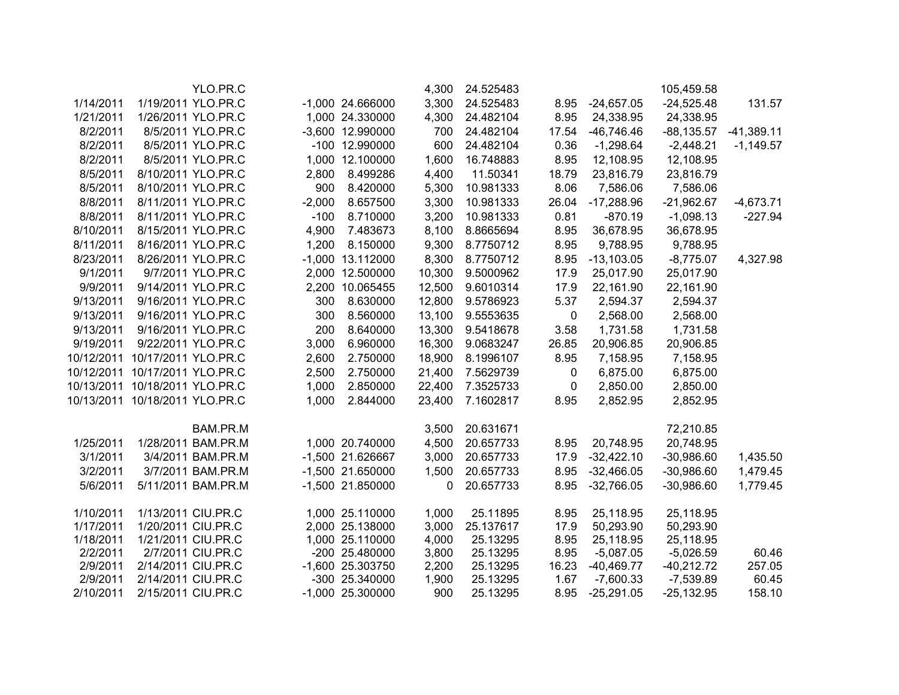| | | | | | | | | | | |
|---|---|---|---|---|---|---|---|---|---|---|
| | | YLO.PR.C | | | 4,300 | 24.525483 | | | 105,459.58 | |
| 1/14/2011 | 1/19/2011 | YLO.PR.C | -1,000 | 24.666000 | 3,300 | 24.525483 | 8.95 | -24,657.05 | -24,525.48 | 131.57 |
| 1/21/2011 | 1/26/2011 | YLO.PR.C | 1,000 | 24.330000 | 4,300 | 24.482104 | 8.95 | 24,338.95 | 24,338.95 | |
| 8/2/2011 | 8/5/2011 | YLO.PR.C | -3,600 | 12.990000 | 700 | 24.482104 | 17.54 | -46,746.46 | -88,135.57 | -41,389.11 |
| 8/2/2011 | 8/5/2011 | YLO.PR.C | -100 | 12.990000 | 600 | 24.482104 | 0.36 | -1,298.64 | -2,448.21 | -1,149.57 |
| 8/2/2011 | 8/5/2011 | YLO.PR.C | 1,000 | 12.100000 | 1,600 | 16.748883 | 8.95 | 12,108.95 | 12,108.95 | |
| 8/5/2011 | 8/10/2011 | YLO.PR.C | 2,800 | 8.499286 | 4,400 | 11.50341 | 18.79 | 23,816.79 | 23,816.79 | |
| 8/5/2011 | 8/10/2011 | YLO.PR.C | 900 | 8.420000 | 5,300 | 10.981333 | 8.06 | 7,586.06 | 7,586.06 | |
| 8/8/2011 | 8/11/2011 | YLO.PR.C | -2,000 | 8.657500 | 3,300 | 10.981333 | 26.04 | -17,288.96 | -21,962.67 | -4,673.71 |
| 8/8/2011 | 8/11/2011 | YLO.PR.C | -100 | 8.710000 | 3,200 | 10.981333 | 0.81 | -870.19 | -1,098.13 | -227.94 |
| 8/10/2011 | 8/15/2011 | YLO.PR.C | 4,900 | 7.483673 | 8,100 | 8.8665694 | 8.95 | 36,678.95 | 36,678.95 | |
| 8/11/2011 | 8/16/2011 | YLO.PR.C | 1,200 | 8.150000 | 9,300 | 8.7750712 | 8.95 | 9,788.95 | 9,788.95 | |
| 8/23/2011 | 8/26/2011 | YLO.PR.C | -1,000 | 13.112000 | 8,300 | 8.7750712 | 8.95 | -13,103.05 | -8,775.07 | 4,327.98 |
| 9/1/2011 | 9/7/2011 | YLO.PR.C | 2,000 | 12.500000 | 10,300 | 9.5000962 | 17.9 | 25,017.90 | 25,017.90 | |
| 9/9/2011 | 9/14/2011 | YLO.PR.C | 2,200 | 10.065455 | 12,500 | 9.6010314 | 17.9 | 22,161.90 | 22,161.90 | |
| 9/13/2011 | 9/16/2011 | YLO.PR.C | 300 | 8.630000 | 12,800 | 9.5786923 | 5.37 | 2,594.37 | 2,594.37 | |
| 9/13/2011 | 9/16/2011 | YLO.PR.C | 300 | 8.560000 | 13,100 | 9.5553635 | 0 | 2,568.00 | 2,568.00 | |
| 9/13/2011 | 9/16/2011 | YLO.PR.C | 200 | 8.640000 | 13,300 | 9.5418678 | 3.58 | 1,731.58 | 1,731.58 | |
| 9/19/2011 | 9/22/2011 | YLO.PR.C | 3,000 | 6.960000 | 16,300 | 9.0683247 | 26.85 | 20,906.85 | 20,906.85 | |
| 10/12/2011 | 10/17/2011 | YLO.PR.C | 2,600 | 2.750000 | 18,900 | 8.1996107 | 8.95 | 7,158.95 | 7,158.95 | |
| 10/12/2011 | 10/17/2011 | YLO.PR.C | 2,500 | 2.750000 | 21,400 | 7.5629739 | 0 | 6,875.00 | 6,875.00 | |
| 10/13/2011 | 10/18/2011 | YLO.PR.C | 1,000 | 2.850000 | 22,400 | 7.3525733 | 0 | 2,850.00 | 2,850.00 | |
| 10/13/2011 | 10/18/2011 | YLO.PR.C | 1,000 | 2.844000 | 23,400 | 7.1602817 | 8.95 | 2,852.95 | 2,852.95 | |
| | | | | | | | | | | |
| | | BAM.PR.M | | | 3,500 | 20.631671 | | | 72,210.85 | |
| 1/25/2011 | 1/28/2011 | BAM.PR.M | 1,000 | 20.740000 | 4,500 | 20.657733 | 8.95 | 20,748.95 | 20,748.95 | |
| 3/1/2011 | 3/4/2011 | BAM.PR.M | -1,500 | 21.626667 | 3,000 | 20.657733 | 17.9 | -32,422.10 | -30,986.60 | 1,435.50 |
| 3/2/2011 | 3/7/2011 | BAM.PR.M | -1,500 | 21.650000 | 1,500 | 20.657733 | 8.95 | -32,466.05 | -30,986.60 | 1,479.45 |
| 5/6/2011 | 5/11/2011 | BAM.PR.M | -1,500 | 21.850000 | 0 | 20.657733 | 8.95 | -32,766.05 | -30,986.60 | 1,779.45 |
| | | | | | | | | | | |
| 1/10/2011 | 1/13/2011 | CIU.PR.C | 1,000 | 25.110000 | 1,000 | 25.11895 | 8.95 | 25,118.95 | 25,118.95 | |
| 1/17/2011 | 1/20/2011 | CIU.PR.C | 2,000 | 25.138000 | 3,000 | 25.137617 | 17.9 | 50,293.90 | 50,293.90 | |
| 1/18/2011 | 1/21/2011 | CIU.PR.C | 1,000 | 25.110000 | 4,000 | 25.13295 | 8.95 | 25,118.95 | 25,118.95 | |
| 2/2/2011 | 2/7/2011 | CIU.PR.C | -200 | 25.480000 | 3,800 | 25.13295 | 8.95 | -5,087.05 | -5,026.59 | 60.46 |
| 2/9/2011 | 2/14/2011 | CIU.PR.C | -1,600 | 25.303750 | 2,200 | 25.13295 | 16.23 | -40,469.77 | -40,212.72 | 257.05 |
| 2/9/2011 | 2/14/2011 | CIU.PR.C | -300 | 25.340000 | 1,900 | 25.13295 | 1.67 | -7,600.33 | -7,539.89 | 60.45 |
| 2/10/2011 | 2/15/2011 | CIU.PR.C | -1,000 | 25.300000 | 900 | 25.13295 | 8.95 | -25,291.05 | -25,132.95 | 158.10 |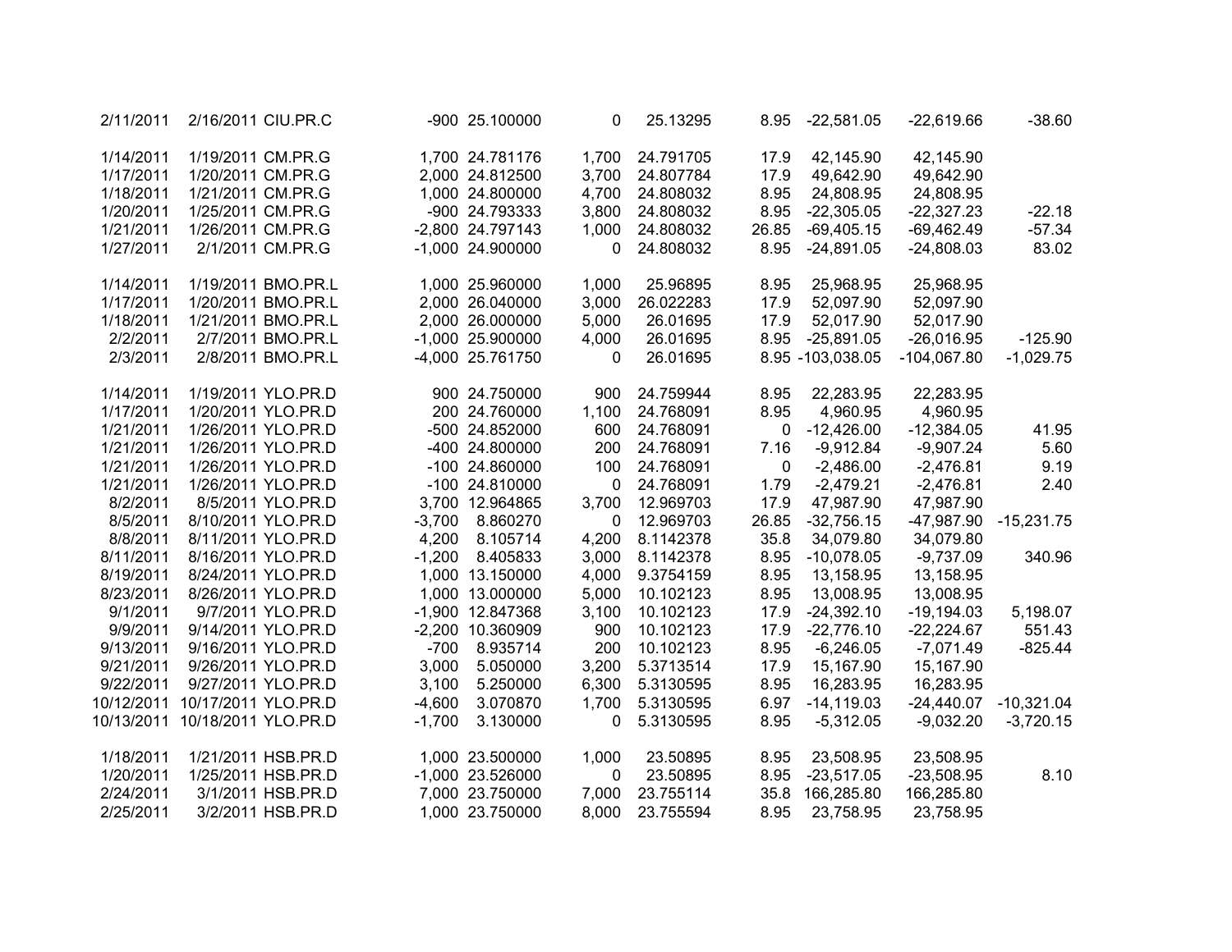| | | | | | | | | | | |
|---|---|---|---|---|---|---|---|---|---|---|
| 2/11/2011 | 2/16/2011 | CIU.PR.C | -900 | 25.100000 | 0 | 25.13295 | 8.95 | -22,581.05 | -22,619.66 | -38.60 |
| | | | | | | | | | | |
| 1/14/2011 | 1/19/2011 | CM.PR.G | 1,700 | 24.781176 | 1,700 | 24.791705 | 17.9 | 42,145.90 | 42,145.90 | |
| 1/17/2011 | 1/20/2011 | CM.PR.G | 2,000 | 24.812500 | 3,700 | 24.807784 | 17.9 | 49,642.90 | 49,642.90 | |
| 1/18/2011 | 1/21/2011 | CM.PR.G | 1,000 | 24.800000 | 4,700 | 24.808032 | 8.95 | 24,808.95 | 24,808.95 | |
| 1/20/2011 | 1/25/2011 | CM.PR.G | -900 | 24.793333 | 3,800 | 24.808032 | 8.95 | -22,305.05 | -22,327.23 | -22.18 |
| 1/21/2011 | 1/26/2011 | CM.PR.G | -2,800 | 24.797143 | 1,000 | 24.808032 | 26.85 | -69,405.15 | -69,462.49 | -57.34 |
| 1/27/2011 | 2/1/2011 | CM.PR.G | -1,000 | 24.900000 | 0 | 24.808032 | 8.95 | -24,891.05 | -24,808.03 | 83.02 |
| | | | | | | | | | | |
| 1/14/2011 | 1/19/2011 | BMO.PR.L | 1,000 | 25.960000 | 1,000 | 25.96895 | 8.95 | 25,968.95 | 25,968.95 | |
| 1/17/2011 | 1/20/2011 | BMO.PR.L | 2,000 | 26.040000 | 3,000 | 26.022283 | 17.9 | 52,097.90 | 52,097.90 | |
| 1/18/2011 | 1/21/2011 | BMO.PR.L | 2,000 | 26.000000 | 5,000 | 26.01695 | 17.9 | 52,017.90 | 52,017.90 | |
| 2/2/2011 | 2/7/2011 | BMO.PR.L | -1,000 | 25.900000 | 4,000 | 26.01695 | 8.95 | -25,891.05 | -26,016.95 | -125.90 |
| 2/3/2011 | 2/8/2011 | BMO.PR.L | -4,000 | 25.761750 | 0 | 26.01695 | 8.95 | -103,038.05 | -104,067.80 | -1,029.75 |
| | | | | | | | | | | |
| 1/14/2011 | 1/19/2011 | YLO.PR.D | 900 | 24.750000 | 900 | 24.759944 | 8.95 | 22,283.95 | 22,283.95 | |
| 1/17/2011 | 1/20/2011 | YLO.PR.D | 200 | 24.760000 | 1,100 | 24.768091 | 8.95 | 4,960.95 | 4,960.95 | |
| 1/21/2011 | 1/26/2011 | YLO.PR.D | -500 | 24.852000 | 600 | 24.768091 | 0 | -12,426.00 | -12,384.05 | 41.95 |
| 1/21/2011 | 1/26/2011 | YLO.PR.D | -400 | 24.800000 | 200 | 24.768091 | 7.16 | -9,912.84 | -9,907.24 | 5.60 |
| 1/21/2011 | 1/26/2011 | YLO.PR.D | -100 | 24.860000 | 100 | 24.768091 | 0 | -2,486.00 | -2,476.81 | 9.19 |
| 1/21/2011 | 1/26/2011 | YLO.PR.D | -100 | 24.810000 | 0 | 24.768091 | 1.79 | -2,479.21 | -2,476.81 | 2.40 |
| 8/2/2011 | 8/5/2011 | YLO.PR.D | 3,700 | 12.964865 | 3,700 | 12.969703 | 17.9 | 47,987.90 | 47,987.90 | |
| 8/5/2011 | 8/10/2011 | YLO.PR.D | -3,700 | 8.860270 | 0 | 12.969703 | 26.85 | -32,756.15 | -47,987.90 | -15,231.75 |
| 8/8/2011 | 8/11/2011 | YLO.PR.D | 4,200 | 8.105714 | 4,200 | 8.1142378 | 35.8 | 34,079.80 | 34,079.80 | |
| 8/11/2011 | 8/16/2011 | YLO.PR.D | -1,200 | 8.405833 | 3,000 | 8.1142378 | 8.95 | -10,078.05 | -9,737.09 | 340.96 |
| 8/19/2011 | 8/24/2011 | YLO.PR.D | 1,000 | 13.150000 | 4,000 | 9.3754159 | 8.95 | 13,158.95 | 13,158.95 | |
| 8/23/2011 | 8/26/2011 | YLO.PR.D | 1,000 | 13.000000 | 5,000 | 10.102123 | 8.95 | 13,008.95 | 13,008.95 | |
| 9/1/2011 | 9/7/2011 | YLO.PR.D | -1,900 | 12.847368 | 3,100 | 10.102123 | 17.9 | -24,392.10 | -19,194.03 | 5,198.07 |
| 9/9/2011 | 9/14/2011 | YLO.PR.D | -2,200 | 10.360909 | 900 | 10.102123 | 17.9 | -22,776.10 | -22,224.67 | 551.43 |
| 9/13/2011 | 9/16/2011 | YLO.PR.D | -700 | 8.935714 | 200 | 10.102123 | 8.95 | -6,246.05 | -7,071.49 | -825.44 |
| 9/21/2011 | 9/26/2011 | YLO.PR.D | 3,000 | 5.050000 | 3,200 | 5.3713514 | 17.9 | 15,167.90 | 15,167.90 | |
| 9/22/2011 | 9/27/2011 | YLO.PR.D | 3,100 | 5.250000 | 6,300 | 5.3130595 | 8.95 | 16,283.95 | 16,283.95 | |
| 10/12/2011 | 10/17/2011 | YLO.PR.D | -4,600 | 3.070870 | 1,700 | 5.3130595 | 6.97 | -14,119.03 | -24,440.07 | -10,321.04 |
| 10/13/2011 | 10/18/2011 | YLO.PR.D | -1,700 | 3.130000 | 0 | 5.3130595 | 8.95 | -5,312.05 | -9,032.20 | -3,720.15 |
| | | | | | | | | | | |
| 1/18/2011 | 1/21/2011 | HSB.PR.D | 1,000 | 23.500000 | 1,000 | 23.50895 | 8.95 | 23,508.95 | 23,508.95 | |
| 1/20/2011 | 1/25/2011 | HSB.PR.D | -1,000 | 23.526000 | 0 | 23.50895 | 8.95 | -23,517.05 | -23,508.95 | 8.10 |
| 2/24/2011 | 3/1/2011 | HSB.PR.D | 7,000 | 23.750000 | 7,000 | 23.755114 | 35.8 | 166,285.80 | 166,285.80 | |
| 2/25/2011 | 3/2/2011 | HSB.PR.D | 1,000 | 23.750000 | 8,000 | 23.755594 | 8.95 | 23,758.95 | 23,758.95 | |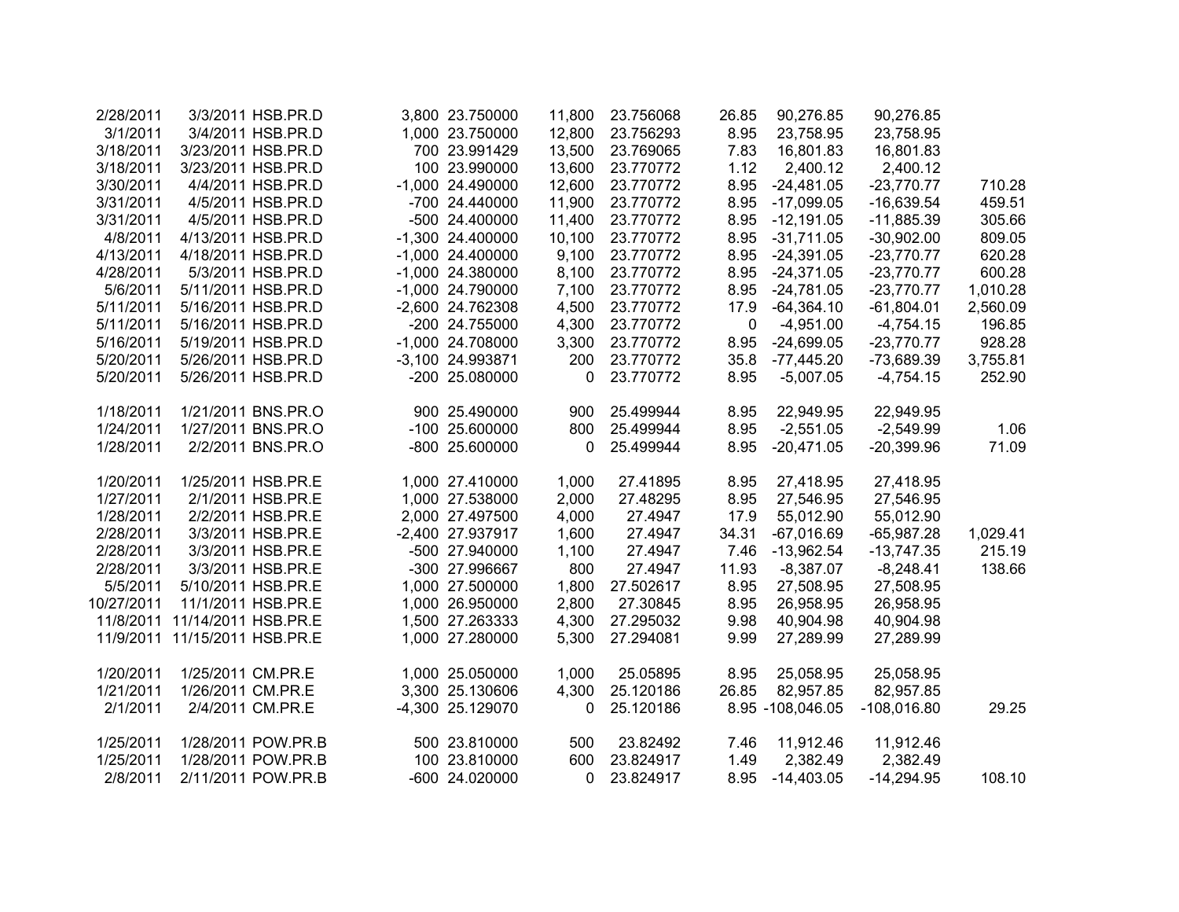| | | | | | | | | | | |
|---|---|---|---|---|---|---|---|---|---|---|
| 2/28/2011 | 3/3/2011 | HSB.PR.D | 3,800 | 23.750000 | 11,800 | 23.756068 | 26.85 | 90,276.85 | 90,276.85 | |
| 3/1/2011 | 3/4/2011 | HSB.PR.D | 1,000 | 23.750000 | 12,800 | 23.756293 | 8.95 | 23,758.95 | 23,758.95 | |
| 3/18/2011 | 3/23/2011 | HSB.PR.D | 700 | 23.991429 | 13,500 | 23.769065 | 7.83 | 16,801.83 | 16,801.83 | |
| 3/18/2011 | 3/23/2011 | HSB.PR.D | 100 | 23.990000 | 13,600 | 23.770772 | 1.12 | 2,400.12 | 2,400.12 | |
| 3/30/2011 | 4/4/2011 | HSB.PR.D | -1,000 | 24.490000 | 12,600 | 23.770772 | 8.95 | -24,481.05 | -23,770.77 | 710.28 |
| 3/31/2011 | 4/5/2011 | HSB.PR.D | -700 | 24.440000 | 11,900 | 23.770772 | 8.95 | -17,099.05 | -16,639.54 | 459.51 |
| 3/31/2011 | 4/5/2011 | HSB.PR.D | -500 | 24.400000 | 11,400 | 23.770772 | 8.95 | -12,191.05 | -11,885.39 | 305.66 |
| 4/8/2011 | 4/13/2011 | HSB.PR.D | -1,300 | 24.400000 | 10,100 | 23.770772 | 8.95 | -31,711.05 | -30,902.00 | 809.05 |
| 4/13/2011 | 4/18/2011 | HSB.PR.D | -1,000 | 24.400000 | 9,100 | 23.770772 | 8.95 | -24,391.05 | -23,770.77 | 620.28 |
| 4/28/2011 | 5/3/2011 | HSB.PR.D | -1,000 | 24.380000 | 8,100 | 23.770772 | 8.95 | -24,371.05 | -23,770.77 | 600.28 |
| 5/6/2011 | 5/11/2011 | HSB.PR.D | -1,000 | 24.790000 | 7,100 | 23.770772 | 8.95 | -24,781.05 | -23,770.77 | 1,010.28 |
| 5/11/2011 | 5/16/2011 | HSB.PR.D | -2,600 | 24.762308 | 4,500 | 23.770772 | 17.9 | -64,364.10 | -61,804.01 | 2,560.09 |
| 5/11/2011 | 5/16/2011 | HSB.PR.D | -200 | 24.755000 | 4,300 | 23.770772 | 0 | -4,951.00 | -4,754.15 | 196.85 |
| 5/16/2011 | 5/19/2011 | HSB.PR.D | -1,000 | 24.708000 | 3,300 | 23.770772 | 8.95 | -24,699.05 | -23,770.77 | 928.28 |
| 5/20/2011 | 5/26/2011 | HSB.PR.D | -3,100 | 24.993871 | 200 | 23.770772 | 35.8 | -77,445.20 | -73,689.39 | 3,755.81 |
| 5/20/2011 | 5/26/2011 | HSB.PR.D | -200 | 25.080000 | 0 | 23.770772 | 8.95 | -5,007.05 | -4,754.15 | 252.90 |
| | | | | | | | | | | |
| 1/18/2011 | 1/21/2011 | BNS.PR.O | 900 | 25.490000 | 900 | 25.499944 | 8.95 | 22,949.95 | 22,949.95 | |
| 1/24/2011 | 1/27/2011 | BNS.PR.O | -100 | 25.600000 | 800 | 25.499944 | 8.95 | -2,551.05 | -2,549.99 | 1.06 |
| 1/28/2011 | 2/2/2011 | BNS.PR.O | -800 | 25.600000 | 0 | 25.499944 | 8.95 | -20,471.05 | -20,399.96 | 71.09 |
| | | | | | | | | | | |
| 1/20/2011 | 1/25/2011 | HSB.PR.E | 1,000 | 27.410000 | 1,000 | 27.41895 | 8.95 | 27,418.95 | 27,418.95 | |
| 1/27/2011 | 2/1/2011 | HSB.PR.E | 1,000 | 27.538000 | 2,000 | 27.48295 | 8.95 | 27,546.95 | 27,546.95 | |
| 1/28/2011 | 2/2/2011 | HSB.PR.E | 2,000 | 27.497500 | 4,000 | 27.4947 | 17.9 | 55,012.90 | 55,012.90 | |
| 2/28/2011 | 3/3/2011 | HSB.PR.E | -2,400 | 27.937917 | 1,600 | 27.4947 | 34.31 | -67,016.69 | -65,987.28 | 1,029.41 |
| 2/28/2011 | 3/3/2011 | HSB.PR.E | -500 | 27.940000 | 1,100 | 27.4947 | 7.46 | -13,962.54 | -13,747.35 | 215.19 |
| 2/28/2011 | 3/3/2011 | HSB.PR.E | -300 | 27.996667 | 800 | 27.4947 | 11.93 | -8,387.07 | -8,248.41 | 138.66 |
| 5/5/2011 | 5/10/2011 | HSB.PR.E | 1,000 | 27.500000 | 1,800 | 27.502617 | 8.95 | 27,508.95 | 27,508.95 | |
| 10/27/2011 | 11/1/2011 | HSB.PR.E | 1,000 | 26.950000 | 2,800 | 27.30845 | 8.95 | 26,958.95 | 26,958.95 | |
| 11/8/2011 | 11/14/2011 | HSB.PR.E | 1,500 | 27.263333 | 4,300 | 27.295032 | 9.98 | 40,904.98 | 40,904.98 | |
| 11/9/2011 | 11/15/2011 | HSB.PR.E | 1,000 | 27.280000 | 5,300 | 27.294081 | 9.99 | 27,289.99 | 27,289.99 | |
| | | | | | | | | | | |
| 1/20/2011 | 1/25/2011 | CM.PR.E | 1,000 | 25.050000 | 1,000 | 25.05895 | 8.95 | 25,058.95 | 25,058.95 | |
| 1/21/2011 | 1/26/2011 | CM.PR.E | 3,300 | 25.130606 | 4,300 | 25.120186 | 26.85 | 82,957.85 | 82,957.85 | |
| 2/1/2011 | 2/4/2011 | CM.PR.E | -4,300 | 25.129070 | 0 | 25.120186 | 8.95 | -108,046.05 | -108,016.80 | 29.25 |
| | | | | | | | | | | |
| 1/25/2011 | 1/28/2011 | POW.PR.B | 500 | 23.810000 | 500 | 23.82492 | 7.46 | 11,912.46 | 11,912.46 | |
| 1/25/2011 | 1/28/2011 | POW.PR.B | 100 | 23.810000 | 600 | 23.824917 | 1.49 | 2,382.49 | 2,382.49 | |
| 2/8/2011 | 2/11/2011 | POW.PR.B | -600 | 24.020000 | 0 | 23.824917 | 8.95 | -14,403.05 | -14,294.95 | 108.10 |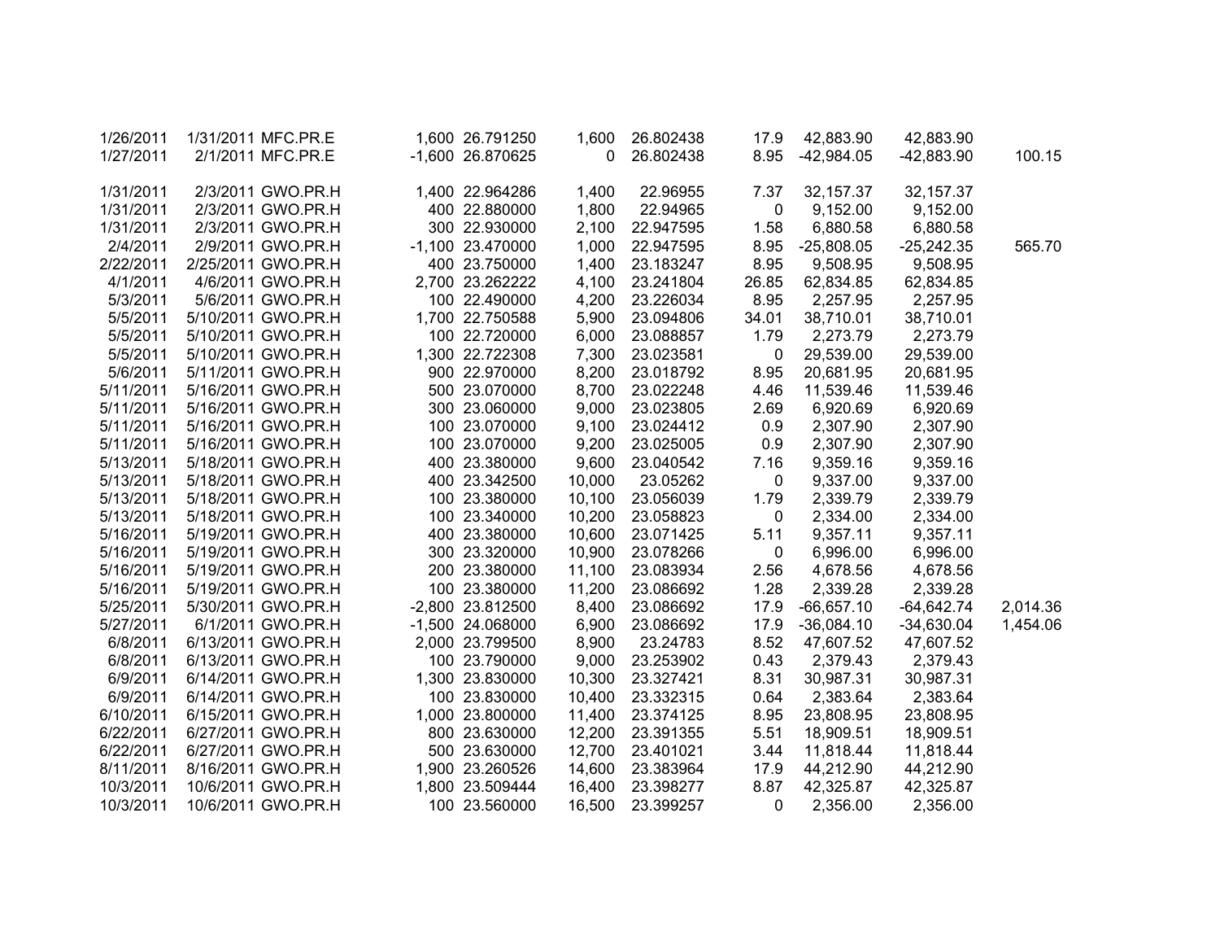| | | | | | | | | | | |
|---|---|---|---|---|---|---|---|---|---|---|
| 1/26/2011 | 1/31/2011 | MFC.PR.E | 1,600 | 26.791250 | 1,600 | 26.802438 | 17.9 | 42,883.90 | 42,883.90 | |
| 1/27/2011 | 2/1/2011 | MFC.PR.E | -1,600 | 26.870625 | 0 | 26.802438 | 8.95 | -42,984.05 | -42,883.90 | 100.15 |
| | | | | | | | | | | |
| 1/31/2011 | 2/3/2011 | GWO.PR.H | 1,400 | 22.964286 | 1,400 | 22.96955 | 7.37 | 32,157.37 | 32,157.37 | |
| 1/31/2011 | 2/3/2011 | GWO.PR.H | 400 | 22.880000 | 1,800 | 22.94965 | 0 | 9,152.00 | 9,152.00 | |
| 1/31/2011 | 2/3/2011 | GWO.PR.H | 300 | 22.930000 | 2,100 | 22.947595 | 1.58 | 6,880.58 | 6,880.58 | |
| 2/4/2011 | 2/9/2011 | GWO.PR.H | -1,100 | 23.470000 | 1,000 | 22.947595 | 8.95 | -25,808.05 | -25,242.35 | 565.70 |
| 2/22/2011 | 2/25/2011 | GWO.PR.H | 400 | 23.750000 | 1,400 | 23.183247 | 8.95 | 9,508.95 | 9,508.95 | |
| 4/1/2011 | 4/6/2011 | GWO.PR.H | 2,700 | 23.262222 | 4,100 | 23.241804 | 26.85 | 62,834.85 | 62,834.85 | |
| 5/3/2011 | 5/6/2011 | GWO.PR.H | 100 | 22.490000 | 4,200 | 23.226034 | 8.95 | 2,257.95 | 2,257.95 | |
| 5/5/2011 | 5/10/2011 | GWO.PR.H | 1,700 | 22.750588 | 5,900 | 23.094806 | 34.01 | 38,710.01 | 38,710.01 | |
| 5/5/2011 | 5/10/2011 | GWO.PR.H | 100 | 22.720000 | 6,000 | 23.088857 | 1.79 | 2,273.79 | 2,273.79 | |
| 5/5/2011 | 5/10/2011 | GWO.PR.H | 1,300 | 22.722308 | 7,300 | 23.023581 | 0 | 29,539.00 | 29,539.00 | |
| 5/6/2011 | 5/11/2011 | GWO.PR.H | 900 | 22.970000 | 8,200 | 23.018792 | 8.95 | 20,681.95 | 20,681.95 | |
| 5/11/2011 | 5/16/2011 | GWO.PR.H | 500 | 23.070000 | 8,700 | 23.022248 | 4.46 | 11,539.46 | 11,539.46 | |
| 5/11/2011 | 5/16/2011 | GWO.PR.H | 300 | 23.060000 | 9,000 | 23.023805 | 2.69 | 6,920.69 | 6,920.69 | |
| 5/11/2011 | 5/16/2011 | GWO.PR.H | 100 | 23.070000 | 9,100 | 23.024412 | 0.9 | 2,307.90 | 2,307.90 | |
| 5/11/2011 | 5/16/2011 | GWO.PR.H | 100 | 23.070000 | 9,200 | 23.025005 | 0.9 | 2,307.90 | 2,307.90 | |
| 5/13/2011 | 5/18/2011 | GWO.PR.H | 400 | 23.380000 | 9,600 | 23.040542 | 7.16 | 9,359.16 | 9,359.16 | |
| 5/13/2011 | 5/18/2011 | GWO.PR.H | 400 | 23.342500 | 10,000 | 23.05262 | 0 | 9,337.00 | 9,337.00 | |
| 5/13/2011 | 5/18/2011 | GWO.PR.H | 100 | 23.380000 | 10,100 | 23.056039 | 1.79 | 2,339.79 | 2,339.79 | |
| 5/13/2011 | 5/18/2011 | GWO.PR.H | 100 | 23.340000 | 10,200 | 23.058823 | 0 | 2,334.00 | 2,334.00 | |
| 5/16/2011 | 5/19/2011 | GWO.PR.H | 400 | 23.380000 | 10,600 | 23.071425 | 5.11 | 9,357.11 | 9,357.11 | |
| 5/16/2011 | 5/19/2011 | GWO.PR.H | 300 | 23.320000 | 10,900 | 23.078266 | 0 | 6,996.00 | 6,996.00 | |
| 5/16/2011 | 5/19/2011 | GWO.PR.H | 200 | 23.380000 | 11,100 | 23.083934 | 2.56 | 4,678.56 | 4,678.56 | |
| 5/16/2011 | 5/19/2011 | GWO.PR.H | 100 | 23.380000 | 11,200 | 23.086692 | 1.28 | 2,339.28 | 2,339.28 | |
| 5/25/2011 | 5/30/2011 | GWO.PR.H | -2,800 | 23.812500 | 8,400 | 23.086692 | 17.9 | -66,657.10 | -64,642.74 | 2,014.36 |
| 5/27/2011 | 6/1/2011 | GWO.PR.H | -1,500 | 24.068000 | 6,900 | 23.086692 | 17.9 | -36,084.10 | -34,630.04 | 1,454.06 |
| 6/8/2011 | 6/13/2011 | GWO.PR.H | 2,000 | 23.799500 | 8,900 | 23.24783 | 8.52 | 47,607.52 | 47,607.52 | |
| 6/8/2011 | 6/13/2011 | GWO.PR.H | 100 | 23.790000 | 9,000 | 23.253902 | 0.43 | 2,379.43 | 2,379.43 | |
| 6/9/2011 | 6/14/2011 | GWO.PR.H | 1,300 | 23.830000 | 10,300 | 23.327421 | 8.31 | 30,987.31 | 30,987.31 | |
| 6/9/2011 | 6/14/2011 | GWO.PR.H | 100 | 23.830000 | 10,400 | 23.332315 | 0.64 | 2,383.64 | 2,383.64 | |
| 6/10/2011 | 6/15/2011 | GWO.PR.H | 1,000 | 23.800000 | 11,400 | 23.374125 | 8.95 | 23,808.95 | 23,808.95 | |
| 6/22/2011 | 6/27/2011 | GWO.PR.H | 800 | 23.630000 | 12,200 | 23.391355 | 5.51 | 18,909.51 | 18,909.51 | |
| 6/22/2011 | 6/27/2011 | GWO.PR.H | 500 | 23.630000 | 12,700 | 23.401021 | 3.44 | 11,818.44 | 11,818.44 | |
| 8/11/2011 | 8/16/2011 | GWO.PR.H | 1,900 | 23.260526 | 14,600 | 23.383964 | 17.9 | 44,212.90 | 44,212.90 | |
| 10/3/2011 | 10/6/2011 | GWO.PR.H | 1,800 | 23.509444 | 16,400 | 23.398277 | 8.87 | 42,325.87 | 42,325.87 | |
| 10/3/2011 | 10/6/2011 | GWO.PR.H | 100 | 23.560000 | 16,500 | 23.399257 | 0 | 2,356.00 | 2,356.00 | |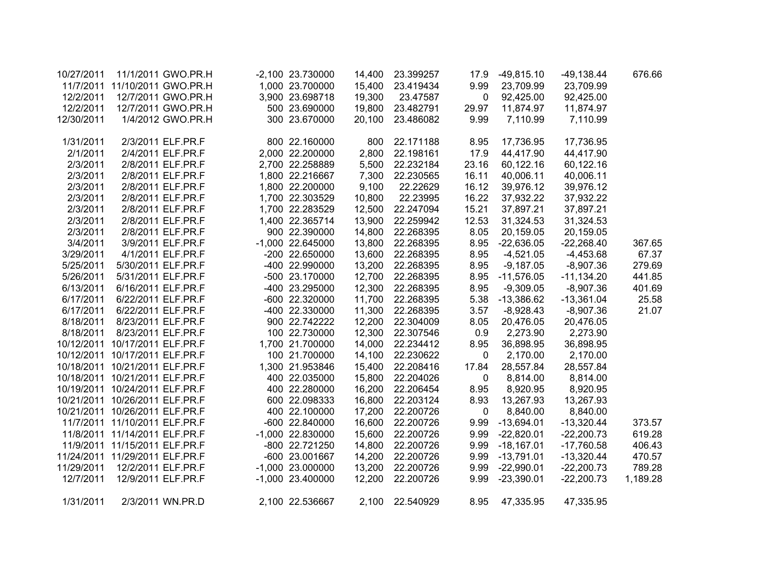| | | | | | | | | | | |
|---|---|---|---|---|---|---|---|---|---|---|
| 10/27/2011 | 11/1/2011 | GWO.PR.H | -2,100 | 23.730000 | 14,400 | 23.399257 | 17.9 | -49,815.10 | -49,138.44 | 676.66 |
| 11/7/2011 | 11/10/2011 | GWO.PR.H | 1,000 | 23.700000 | 15,400 | 23.419434 | 9.99 | 23,709.99 | 23,709.99 | |
| 12/2/2011 | 12/7/2011 | GWO.PR.H | 3,900 | 23.698718 | 19,300 | 23.47587 | 0 | 92,425.00 | 92,425.00 | |
| 12/2/2011 | 12/7/2011 | GWO.PR.H | 500 | 23.690000 | 19,800 | 23.482791 | 29.97 | 11,874.97 | 11,874.97 | |
| 12/30/2011 | 1/4/2012 | GWO.PR.H | 300 | 23.670000 | 20,100 | 23.486082 | 9.99 | 7,110.99 | 7,110.99 | |
| | | | | | | | | | | |
| 1/31/2011 | 2/3/2011 | ELF.PR.F | 800 | 22.160000 | 800 | 22.171188 | 8.95 | 17,736.95 | 17,736.95 | |
| 2/1/2011 | 2/4/2011 | ELF.PR.F | 2,000 | 22.200000 | 2,800 | 22.198161 | 17.9 | 44,417.90 | 44,417.90 | |
| 2/3/2011 | 2/8/2011 | ELF.PR.F | 2,700 | 22.258889 | 5,500 | 22.232184 | 23.16 | 60,122.16 | 60,122.16 | |
| 2/3/2011 | 2/8/2011 | ELF.PR.F | 1,800 | 22.216667 | 7,300 | 22.230565 | 16.11 | 40,006.11 | 40,006.11 | |
| 2/3/2011 | 2/8/2011 | ELF.PR.F | 1,800 | 22.200000 | 9,100 | 22.22629 | 16.12 | 39,976.12 | 39,976.12 | |
| 2/3/2011 | 2/8/2011 | ELF.PR.F | 1,700 | 22.303529 | 10,800 | 22.23995 | 16.22 | 37,932.22 | 37,932.22 | |
| 2/3/2011 | 2/8/2011 | ELF.PR.F | 1,700 | 22.283529 | 12,500 | 22.247094 | 15.21 | 37,897.21 | 37,897.21 | |
| 2/3/2011 | 2/8/2011 | ELF.PR.F | 1,400 | 22.365714 | 13,900 | 22.259942 | 12.53 | 31,324.53 | 31,324.53 | |
| 2/3/2011 | 2/8/2011 | ELF.PR.F | 900 | 22.390000 | 14,800 | 22.268395 | 8.05 | 20,159.05 | 20,159.05 | |
| 3/4/2011 | 3/9/2011 | ELF.PR.F | -1,000 | 22.645000 | 13,800 | 22.268395 | 8.95 | -22,636.05 | -22,268.40 | 367.65 |
| 3/29/2011 | 4/1/2011 | ELF.PR.F | -200 | 22.650000 | 13,600 | 22.268395 | 8.95 | -4,521.05 | -4,453.68 | 67.37 |
| 5/25/2011 | 5/30/2011 | ELF.PR.F | -400 | 22.990000 | 13,200 | 22.268395 | 8.95 | -9,187.05 | -8,907.36 | 279.69 |
| 5/26/2011 | 5/31/2011 | ELF.PR.F | -500 | 23.170000 | 12,700 | 22.268395 | 8.95 | -11,576.05 | -11,134.20 | 441.85 |
| 6/13/2011 | 6/16/2011 | ELF.PR.F | -400 | 23.295000 | 12,300 | 22.268395 | 8.95 | -9,309.05 | -8,907.36 | 401.69 |
| 6/17/2011 | 6/22/2011 | ELF.PR.F | -600 | 22.320000 | 11,700 | 22.268395 | 5.38 | -13,386.62 | -13,361.04 | 25.58 |
| 6/17/2011 | 6/22/2011 | ELF.PR.F | -400 | 22.330000 | 11,300 | 22.268395 | 3.57 | -8,928.43 | -8,907.36 | 21.07 |
| 8/18/2011 | 8/23/2011 | ELF.PR.F | 900 | 22.742222 | 12,200 | 22.304009 | 8.05 | 20,476.05 | 20,476.05 | |
| 8/18/2011 | 8/23/2011 | ELF.PR.F | 100 | 22.730000 | 12,300 | 22.307546 | 0.9 | 2,273.90 | 2,273.90 | |
| 10/12/2011 | 10/17/2011 | ELF.PR.F | 1,700 | 21.700000 | 14,000 | 22.234412 | 8.95 | 36,898.95 | 36,898.95 | |
| 10/12/2011 | 10/17/2011 | ELF.PR.F | 100 | 21.700000 | 14,100 | 22.230622 | 0 | 2,170.00 | 2,170.00 | |
| 10/18/2011 | 10/21/2011 | ELF.PR.F | 1,300 | 21.953846 | 15,400 | 22.208416 | 17.84 | 28,557.84 | 28,557.84 | |
| 10/18/2011 | 10/21/2011 | ELF.PR.F | 400 | 22.035000 | 15,800 | 22.204026 | 0 | 8,814.00 | 8,814.00 | |
| 10/19/2011 | 10/24/2011 | ELF.PR.F | 400 | 22.280000 | 16,200 | 22.206454 | 8.95 | 8,920.95 | 8,920.95 | |
| 10/21/2011 | 10/26/2011 | ELF.PR.F | 600 | 22.098333 | 16,800 | 22.203124 | 8.93 | 13,267.93 | 13,267.93 | |
| 10/21/2011 | 10/26/2011 | ELF.PR.F | 400 | 22.100000 | 17,200 | 22.200726 | 0 | 8,840.00 | 8,840.00 | |
| 11/7/2011 | 11/10/2011 | ELF.PR.F | -600 | 22.840000 | 16,600 | 22.200726 | 9.99 | -13,694.01 | -13,320.44 | 373.57 |
| 11/8/2011 | 11/14/2011 | ELF.PR.F | -1,000 | 22.830000 | 15,600 | 22.200726 | 9.99 | -22,820.01 | -22,200.73 | 619.28 |
| 11/9/2011 | 11/15/2011 | ELF.PR.F | -800 | 22.721250 | 14,800 | 22.200726 | 9.99 | -18,167.01 | -17,760.58 | 406.43 |
| 11/24/2011 | 11/29/2011 | ELF.PR.F | -600 | 23.001667 | 14,200 | 22.200726 | 9.99 | -13,791.01 | -13,320.44 | 470.57 |
| 11/29/2011 | 12/2/2011 | ELF.PR.F | -1,000 | 23.000000 | 13,200 | 22.200726 | 9.99 | -22,990.01 | -22,200.73 | 789.28 |
| 12/7/2011 | 12/9/2011 | ELF.PR.F | -1,000 | 23.400000 | 12,200 | 22.200726 | 9.99 | -23,390.01 | -22,200.73 | 1,189.28 |
| | | | | | | | | | | |
| 1/31/2011 | 2/3/2011 | WN.PR.D | 2,100 | 22.536667 | 2,100 | 22.540929 | 8.95 | 47,335.95 | 47,335.95 | |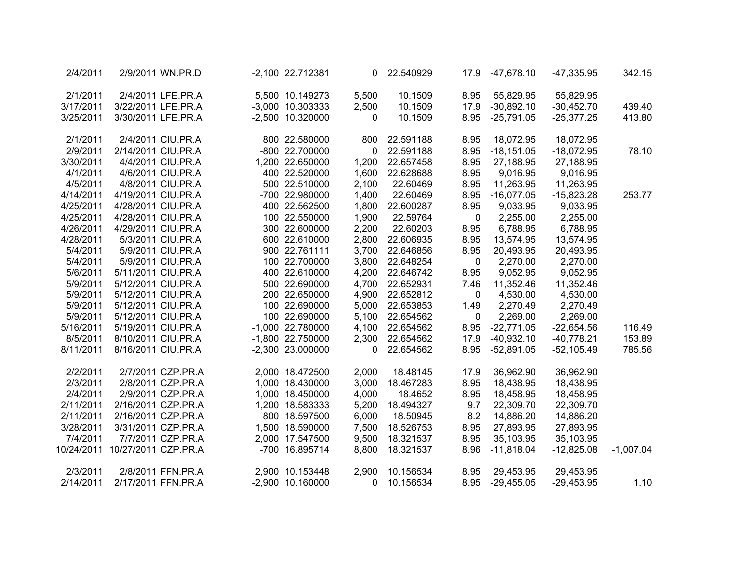| | | | | | | | | | | |
|---|---|---|---|---|---|---|---|---|---|---|
| 2/4/2011 | 2/9/2011 | WN.PR.D | -2,100 | 22.712381 | 0 | 22.540929 | 17.9 | -47,678.10 | -47,335.95 | 342.15 |
| | | | | | | | | | | |
| 2/1/2011 | 2/4/2011 | LFE.PR.A | 5,500 | 10.149273 | 5,500 | 10.1509 | 8.95 | 55,829.95 | 55,829.95 | |
| 3/17/2011 | 3/22/2011 | LFE.PR.A | -3,000 | 10.303333 | 2,500 | 10.1509 | 17.9 | -30,892.10 | -30,452.70 | 439.40 |
| 3/25/2011 | 3/30/2011 | LFE.PR.A | -2,500 | 10.320000 | 0 | 10.1509 | 8.95 | -25,791.05 | -25,377.25 | 413.80 |
| | | | | | | | | | | |
| 2/1/2011 | 2/4/2011 | CIU.PR.A | 800 | 22.580000 | 800 | 22.591188 | 8.95 | 18,072.95 | 18,072.95 | |
| 2/9/2011 | 2/14/2011 | CIU.PR.A | -800 | 22.700000 | 0 | 22.591188 | 8.95 | -18,151.05 | -18,072.95 | 78.10 |
| 3/30/2011 | 4/4/2011 | CIU.PR.A | 1,200 | 22.650000 | 1,200 | 22.657458 | 8.95 | 27,188.95 | 27,188.95 | |
| 4/1/2011 | 4/6/2011 | CIU.PR.A | 400 | 22.520000 | 1,600 | 22.628688 | 8.95 | 9,016.95 | 9,016.95 | |
| 4/5/2011 | 4/8/2011 | CIU.PR.A | 500 | 22.510000 | 2,100 | 22.60469 | 8.95 | 11,263.95 | 11,263.95 | |
| 4/14/2011 | 4/19/2011 | CIU.PR.A | -700 | 22.980000 | 1,400 | 22.60469 | 8.95 | -16,077.05 | -15,823.28 | 253.77 |
| 4/25/2011 | 4/28/2011 | CIU.PR.A | 400 | 22.562500 | 1,800 | 22.600287 | 8.95 | 9,033.95 | 9,033.95 | |
| 4/25/2011 | 4/28/2011 | CIU.PR.A | 100 | 22.550000 | 1,900 | 22.59764 | 0 | 2,255.00 | 2,255.00 | |
| 4/26/2011 | 4/29/2011 | CIU.PR.A | 300 | 22.600000 | 2,200 | 22.60203 | 8.95 | 6,788.95 | 6,788.95 | |
| 4/28/2011 | 5/3/2011 | CIU.PR.A | 600 | 22.610000 | 2,800 | 22.606935 | 8.95 | 13,574.95 | 13,574.95 | |
| 5/4/2011 | 5/9/2011 | CIU.PR.A | 900 | 22.761111 | 3,700 | 22.646856 | 8.95 | 20,493.95 | 20,493.95 | |
| 5/4/2011 | 5/9/2011 | CIU.PR.A | 100 | 22.700000 | 3,800 | 22.648254 | 0 | 2,270.00 | 2,270.00 | |
| 5/6/2011 | 5/11/2011 | CIU.PR.A | 400 | 22.610000 | 4,200 | 22.646742 | 8.95 | 9,052.95 | 9,052.95 | |
| 5/9/2011 | 5/12/2011 | CIU.PR.A | 500 | 22.690000 | 4,700 | 22.652931 | 7.46 | 11,352.46 | 11,352.46 | |
| 5/9/2011 | 5/12/2011 | CIU.PR.A | 200 | 22.650000 | 4,900 | 22.652812 | 0 | 4,530.00 | 4,530.00 | |
| 5/9/2011 | 5/12/2011 | CIU.PR.A | 100 | 22.690000 | 5,000 | 22.653853 | 1.49 | 2,270.49 | 2,270.49 | |
| 5/9/2011 | 5/12/2011 | CIU.PR.A | 100 | 22.690000 | 5,100 | 22.654562 | 0 | 2,269.00 | 2,269.00 | |
| 5/16/2011 | 5/19/2011 | CIU.PR.A | -1,000 | 22.780000 | 4,100 | 22.654562 | 8.95 | -22,771.05 | -22,654.56 | 116.49 |
| 8/5/2011 | 8/10/2011 | CIU.PR.A | -1,800 | 22.750000 | 2,300 | 22.654562 | 17.9 | -40,932.10 | -40,778.21 | 153.89 |
| 8/11/2011 | 8/16/2011 | CIU.PR.A | -2,300 | 23.000000 | 0 | 22.654562 | 8.95 | -52,891.05 | -52,105.49 | 785.56 |
| | | | | | | | | | | |
| 2/2/2011 | 2/7/2011 | CZP.PR.A | 2,000 | 18.472500 | 2,000 | 18.48145 | 17.9 | 36,962.90 | 36,962.90 | |
| 2/3/2011 | 2/8/2011 | CZP.PR.A | 1,000 | 18.430000 | 3,000 | 18.467283 | 8.95 | 18,438.95 | 18,438.95 | |
| 2/4/2011 | 2/9/2011 | CZP.PR.A | 1,000 | 18.450000 | 4,000 | 18.4652 | 8.95 | 18,458.95 | 18,458.95 | |
| 2/11/2011 | 2/16/2011 | CZP.PR.A | 1,200 | 18.583333 | 5,200 | 18.494327 | 9.7 | 22,309.70 | 22,309.70 | |
| 2/11/2011 | 2/16/2011 | CZP.PR.A | 800 | 18.597500 | 6,000 | 18.50945 | 8.2 | 14,886.20 | 14,886.20 | |
| 3/28/2011 | 3/31/2011 | CZP.PR.A | 1,500 | 18.590000 | 7,500 | 18.526753 | 8.95 | 27,893.95 | 27,893.95 | |
| 7/4/2011 | 7/7/2011 | CZP.PR.A | 2,000 | 17.547500 | 9,500 | 18.321537 | 8.95 | 35,103.95 | 35,103.95 | |
| 10/24/2011 | 10/27/2011 | CZP.PR.A | -700 | 16.895714 | 8,800 | 18.321537 | 8.96 | -11,818.04 | -12,825.08 | -1,007.04 |
| | | | | | | | | | | |
| 2/3/2011 | 2/8/2011 | FFN.PR.A | 2,900 | 10.153448 | 2,900 | 10.156534 | 8.95 | 29,453.95 | 29,453.95 | |
| 2/14/2011 | 2/17/2011 | FFN.PR.A | -2,900 | 10.160000 | 0 | 10.156534 | 8.95 | -29,455.05 | -29,453.95 | 1.10 |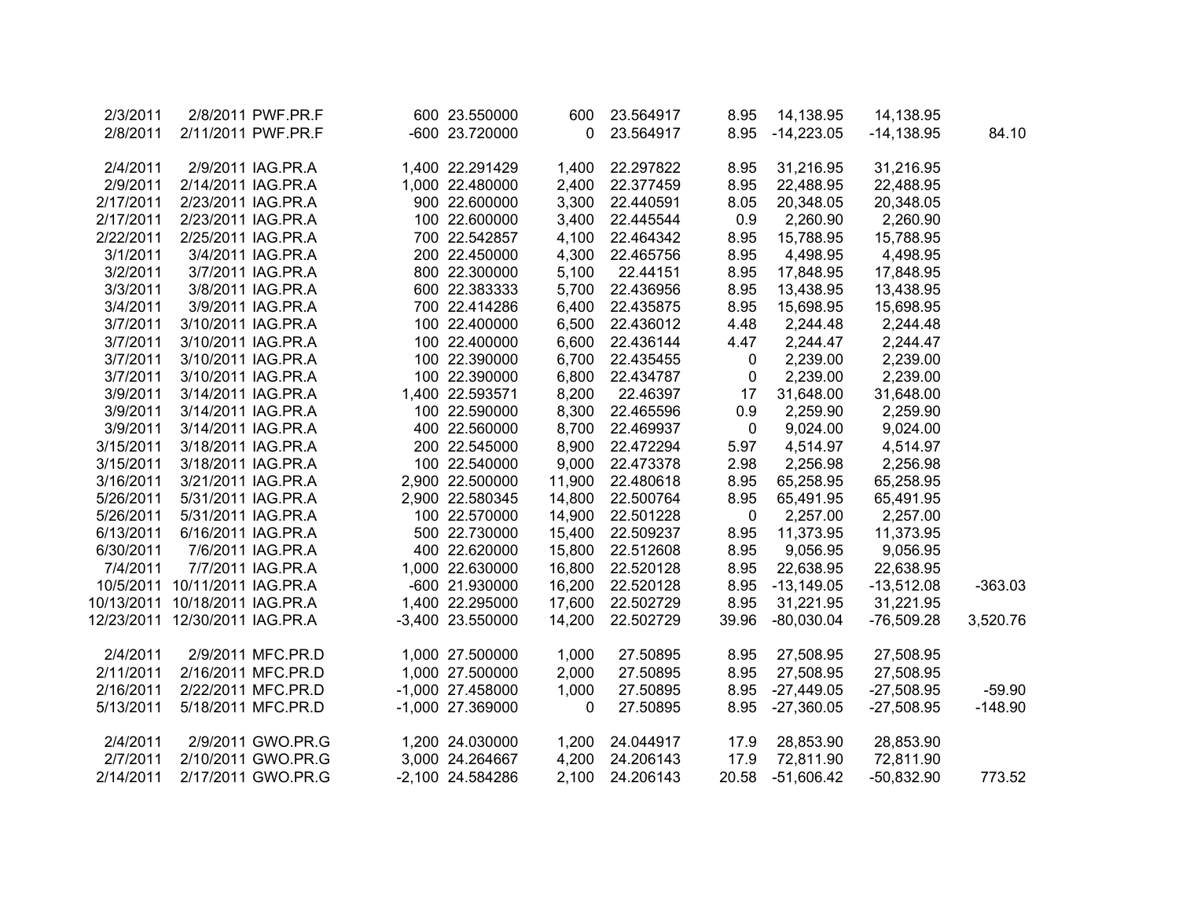| | | | | | | | | | | |
|---|---|---|---|---|---|---|---|---|---|---|
| 2/3/2011 | 2/8/2011 | PWF.PR.F | 600 | 23.550000 | 600 | 23.564917 | 8.95 | 14,138.95 | 14,138.95 | |
| 2/8/2011 | 2/11/2011 | PWF.PR.F | -600 | 23.720000 | 0 | 23.564917 | 8.95 | -14,223.05 | -14,138.95 | 84.10 |
| | | | | | | | | | | |
| 2/4/2011 | 2/9/2011 | IAG.PR.A | 1,400 | 22.291429 | 1,400 | 22.297822 | 8.95 | 31,216.95 | 31,216.95 | |
| 2/9/2011 | 2/14/2011 | IAG.PR.A | 1,000 | 22.480000 | 2,400 | 22.377459 | 8.95 | 22,488.95 | 22,488.95 | |
| 2/17/2011 | 2/23/2011 | IAG.PR.A | 900 | 22.600000 | 3,300 | 22.440591 | 8.05 | 20,348.05 | 20,348.05 | |
| 2/17/2011 | 2/23/2011 | IAG.PR.A | 100 | 22.600000 | 3,400 | 22.445544 | 0.9 | 2,260.90 | 2,260.90 | |
| 2/22/2011 | 2/25/2011 | IAG.PR.A | 700 | 22.542857 | 4,100 | 22.464342 | 8.95 | 15,788.95 | 15,788.95 | |
| 3/1/2011 | 3/4/2011 | IAG.PR.A | 200 | 22.450000 | 4,300 | 22.465756 | 8.95 | 4,498.95 | 4,498.95 | |
| 3/2/2011 | 3/7/2011 | IAG.PR.A | 800 | 22.300000 | 5,100 | 22.44151 | 8.95 | 17,848.95 | 17,848.95 | |
| 3/3/2011 | 3/8/2011 | IAG.PR.A | 600 | 22.383333 | 5,700 | 22.436956 | 8.95 | 13,438.95 | 13,438.95 | |
| 3/4/2011 | 3/9/2011 | IAG.PR.A | 700 | 22.414286 | 6,400 | 22.435875 | 8.95 | 15,698.95 | 15,698.95 | |
| 3/7/2011 | 3/10/2011 | IAG.PR.A | 100 | 22.400000 | 6,500 | 22.436012 | 4.48 | 2,244.48 | 2,244.48 | |
| 3/7/2011 | 3/10/2011 | IAG.PR.A | 100 | 22.400000 | 6,600 | 22.436144 | 4.47 | 2,244.47 | 2,244.47 | |
| 3/7/2011 | 3/10/2011 | IAG.PR.A | 100 | 22.390000 | 6,700 | 22.435455 | 0 | 2,239.00 | 2,239.00 | |
| 3/7/2011 | 3/10/2011 | IAG.PR.A | 100 | 22.390000 | 6,800 | 22.434787 | 0 | 2,239.00 | 2,239.00 | |
| 3/9/2011 | 3/14/2011 | IAG.PR.A | 1,400 | 22.593571 | 8,200 | 22.46397 | 17 | 31,648.00 | 31,648.00 | |
| 3/9/2011 | 3/14/2011 | IAG.PR.A | 100 | 22.590000 | 8,300 | 22.465596 | 0.9 | 2,259.90 | 2,259.90 | |
| 3/9/2011 | 3/14/2011 | IAG.PR.A | 400 | 22.560000 | 8,700 | 22.469937 | 0 | 9,024.00 | 9,024.00 | |
| 3/15/2011 | 3/18/2011 | IAG.PR.A | 200 | 22.545000 | 8,900 | 22.472294 | 5.97 | 4,514.97 | 4,514.97 | |
| 3/15/2011 | 3/18/2011 | IAG.PR.A | 100 | 22.540000 | 9,000 | 22.473378 | 2.98 | 2,256.98 | 2,256.98 | |
| 3/16/2011 | 3/21/2011 | IAG.PR.A | 2,900 | 22.500000 | 11,900 | 22.480618 | 8.95 | 65,258.95 | 65,258.95 | |
| 5/26/2011 | 5/31/2011 | IAG.PR.A | 2,900 | 22.580345 | 14,800 | 22.500764 | 8.95 | 65,491.95 | 65,491.95 | |
| 5/26/2011 | 5/31/2011 | IAG.PR.A | 100 | 22.570000 | 14,900 | 22.501228 | 0 | 2,257.00 | 2,257.00 | |
| 6/13/2011 | 6/16/2011 | IAG.PR.A | 500 | 22.730000 | 15,400 | 22.509237 | 8.95 | 11,373.95 | 11,373.95 | |
| 6/30/2011 | 7/6/2011 | IAG.PR.A | 400 | 22.620000 | 15,800 | 22.512608 | 8.95 | 9,056.95 | 9,056.95 | |
| 7/4/2011 | 7/7/2011 | IAG.PR.A | 1,000 | 22.630000 | 16,800 | 22.520128 | 8.95 | 22,638.95 | 22,638.95 | |
| 10/5/2011 | 10/11/2011 | IAG.PR.A | -600 | 21.930000 | 16,200 | 22.520128 | 8.95 | -13,149.05 | -13,512.08 | -363.03 |
| 10/13/2011 | 10/18/2011 | IAG.PR.A | 1,400 | 22.295000 | 17,600 | 22.502729 | 8.95 | 31,221.95 | 31,221.95 | |
| 12/23/2011 | 12/30/2011 | IAG.PR.A | -3,400 | 23.550000 | 14,200 | 22.502729 | 39.96 | -80,030.04 | -76,509.28 | 3,520.76 |
| | | | | | | | | | | |
| 2/4/2011 | 2/9/2011 | MFC.PR.D | 1,000 | 27.500000 | 1,000 | 27.50895 | 8.95 | 27,508.95 | 27,508.95 | |
| 2/11/2011 | 2/16/2011 | MFC.PR.D | 1,000 | 27.500000 | 2,000 | 27.50895 | 8.95 | 27,508.95 | 27,508.95 | |
| 2/16/2011 | 2/22/2011 | MFC.PR.D | -1,000 | 27.458000 | 1,000 | 27.50895 | 8.95 | -27,449.05 | -27,508.95 | -59.90 |
| 5/13/2011 | 5/18/2011 | MFC.PR.D | -1,000 | 27.369000 | 0 | 27.50895 | 8.95 | -27,360.05 | -27,508.95 | -148.90 |
| | | | | | | | | | | |
| 2/4/2011 | 2/9/2011 | GWO.PR.G | 1,200 | 24.030000 | 1,200 | 24.044917 | 17.9 | 28,853.90 | 28,853.90 | |
| 2/7/2011 | 2/10/2011 | GWO.PR.G | 3,000 | 24.264667 | 4,200 | 24.206143 | 17.9 | 72,811.90 | 72,811.90 | |
| 2/14/2011 | 2/17/2011 | GWO.PR.G | -2,100 | 24.584286 | 2,100 | 24.206143 | 20.58 | -51,606.42 | -50,832.90 | 773.52 |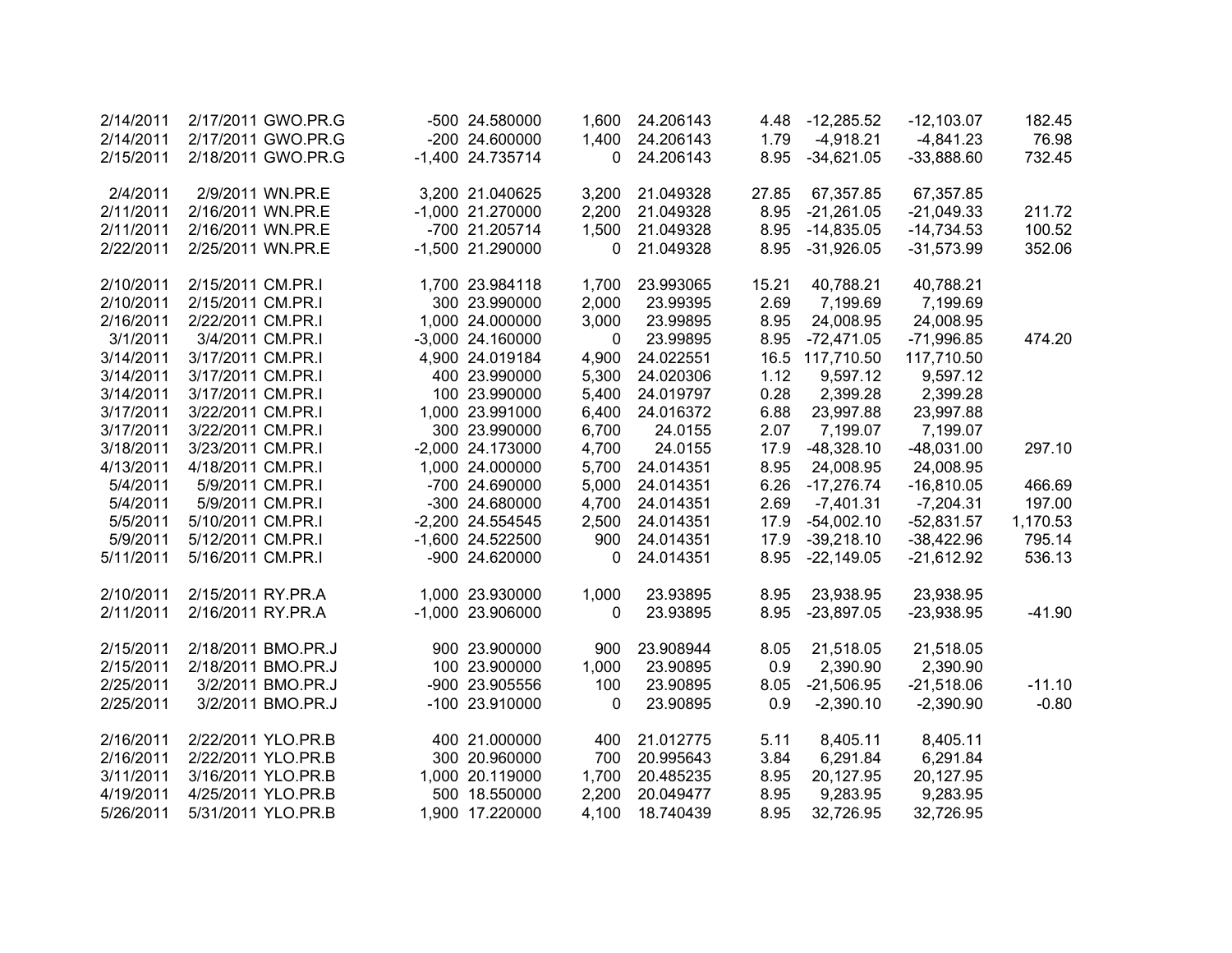| | | | | | | | | | | |
|---|---|---|---|---|---|---|---|---|---|---|
| 2/14/2011 | 2/17/2011 | GWO.PR.G | -500 | 24.580000 | 1,600 | 24.206143 | 4.48 | -12,285.52 | -12,103.07 | 182.45 |
| 2/14/2011 | 2/17/2011 | GWO.PR.G | -200 | 24.600000 | 1,400 | 24.206143 | 1.79 | -4,918.21 | -4,841.23 | 76.98 |
| 2/15/2011 | 2/18/2011 | GWO.PR.G | -1,400 | 24.735714 | 0 | 24.206143 | 8.95 | -34,621.05 | -33,888.60 | 732.45 |
| | | | | | | | | | | |
| 2/4/2011 | 2/9/2011 | WN.PR.E | 3,200 | 21.040625 | 3,200 | 21.049328 | 27.85 | 67,357.85 | 67,357.85 | |
| 2/11/2011 | 2/16/2011 | WN.PR.E | -1,000 | 21.270000 | 2,200 | 21.049328 | 8.95 | -21,261.05 | -21,049.33 | 211.72 |
| 2/11/2011 | 2/16/2011 | WN.PR.E | -700 | 21.205714 | 1,500 | 21.049328 | 8.95 | -14,835.05 | -14,734.53 | 100.52 |
| 2/22/2011 | 2/25/2011 | WN.PR.E | -1,500 | 21.290000 | 0 | 21.049328 | 8.95 | -31,926.05 | -31,573.99 | 352.06 |
| | | | | | | | | | | |
| 2/10/2011 | 2/15/2011 | CM.PR.I | 1,700 | 23.984118 | 1,700 | 23.993065 | 15.21 | 40,788.21 | 40,788.21 | |
| 2/10/2011 | 2/15/2011 | CM.PR.I | 300 | 23.990000 | 2,000 | 23.99395 | 2.69 | 7,199.69 | 7,199.69 | |
| 2/16/2011 | 2/22/2011 | CM.PR.I | 1,000 | 24.000000 | 3,000 | 23.99895 | 8.95 | 24,008.95 | 24,008.95 | |
| 3/1/2011 | 3/4/2011 | CM.PR.I | -3,000 | 24.160000 | 0 | 23.99895 | 8.95 | -72,471.05 | -71,996.85 | 474.20 |
| 3/14/2011 | 3/17/2011 | CM.PR.I | 4,900 | 24.019184 | 4,900 | 24.022551 | 16.5 | 117,710.50 | 117,710.50 | |
| 3/14/2011 | 3/17/2011 | CM.PR.I | 400 | 23.990000 | 5,300 | 24.020306 | 1.12 | 9,597.12 | 9,597.12 | |
| 3/14/2011 | 3/17/2011 | CM.PR.I | 100 | 23.990000 | 5,400 | 24.019797 | 0.28 | 2,399.28 | 2,399.28 | |
| 3/17/2011 | 3/22/2011 | CM.PR.I | 1,000 | 23.991000 | 6,400 | 24.016372 | 6.88 | 23,997.88 | 23,997.88 | |
| 3/17/2011 | 3/22/2011 | CM.PR.I | 300 | 23.990000 | 6,700 | 24.0155 | 2.07 | 7,199.07 | 7,199.07 | |
| 3/18/2011 | 3/23/2011 | CM.PR.I | -2,000 | 24.173000 | 4,700 | 24.0155 | 17.9 | -48,328.10 | -48,031.00 | 297.10 |
| 4/13/2011 | 4/18/2011 | CM.PR.I | 1,000 | 24.000000 | 5,700 | 24.014351 | 8.95 | 24,008.95 | 24,008.95 | |
| 5/4/2011 | 5/9/2011 | CM.PR.I | -700 | 24.690000 | 5,000 | 24.014351 | 6.26 | -17,276.74 | -16,810.05 | 466.69 |
| 5/4/2011 | 5/9/2011 | CM.PR.I | -300 | 24.680000 | 4,700 | 24.014351 | 2.69 | -7,401.31 | -7,204.31 | 197.00 |
| 5/5/2011 | 5/10/2011 | CM.PR.I | -2,200 | 24.554545 | 2,500 | 24.014351 | 17.9 | -54,002.10 | -52,831.57 | 1,170.53 |
| 5/9/2011 | 5/12/2011 | CM.PR.I | -1,600 | 24.522500 | 900 | 24.014351 | 17.9 | -39,218.10 | -38,422.96 | 795.14 |
| 5/11/2011 | 5/16/2011 | CM.PR.I | -900 | 24.620000 | 0 | 24.014351 | 8.95 | -22,149.05 | -21,612.92 | 536.13 |
| | | | | | | | | | | |
| 2/10/2011 | 2/15/2011 | RY.PR.A | 1,000 | 23.930000 | 1,000 | 23.93895 | 8.95 | 23,938.95 | 23,938.95 | |
| 2/11/2011 | 2/16/2011 | RY.PR.A | -1,000 | 23.906000 | 0 | 23.93895 | 8.95 | -23,897.05 | -23,938.95 | -41.90 |
| | | | | | | | | | | |
| 2/15/2011 | 2/18/2011 | BMO.PR.J | 900 | 23.900000 | 900 | 23.908944 | 8.05 | 21,518.05 | 21,518.05 | |
| 2/15/2011 | 2/18/2011 | BMO.PR.J | 100 | 23.900000 | 1,000 | 23.90895 | 0.9 | 2,390.90 | 2,390.90 | |
| 2/25/2011 | 3/2/2011 | BMO.PR.J | -900 | 23.905556 | 100 | 23.90895 | 8.05 | -21,506.95 | -21,518.06 | -11.10 |
| 2/25/2011 | 3/2/2011 | BMO.PR.J | -100 | 23.910000 | 0 | 23.90895 | 0.9 | -2,390.10 | -2,390.90 | -0.80 |
| | | | | | | | | | | |
| 2/16/2011 | 2/22/2011 | YLO.PR.B | 400 | 21.000000 | 400 | 21.012775 | 5.11 | 8,405.11 | 8,405.11 | |
| 2/16/2011 | 2/22/2011 | YLO.PR.B | 300 | 20.960000 | 700 | 20.995643 | 3.84 | 6,291.84 | 6,291.84 | |
| 3/11/2011 | 3/16/2011 | YLO.PR.B | 1,000 | 20.119000 | 1,700 | 20.485235 | 8.95 | 20,127.95 | 20,127.95 | |
| 4/19/2011 | 4/25/2011 | YLO.PR.B | 500 | 18.550000 | 2,200 | 20.049477 | 8.95 | 9,283.95 | 9,283.95 | |
| 5/26/2011 | 5/31/2011 | YLO.PR.B | 1,900 | 17.220000 | 4,100 | 18.740439 | 8.95 | 32,726.95 | 32,726.95 | |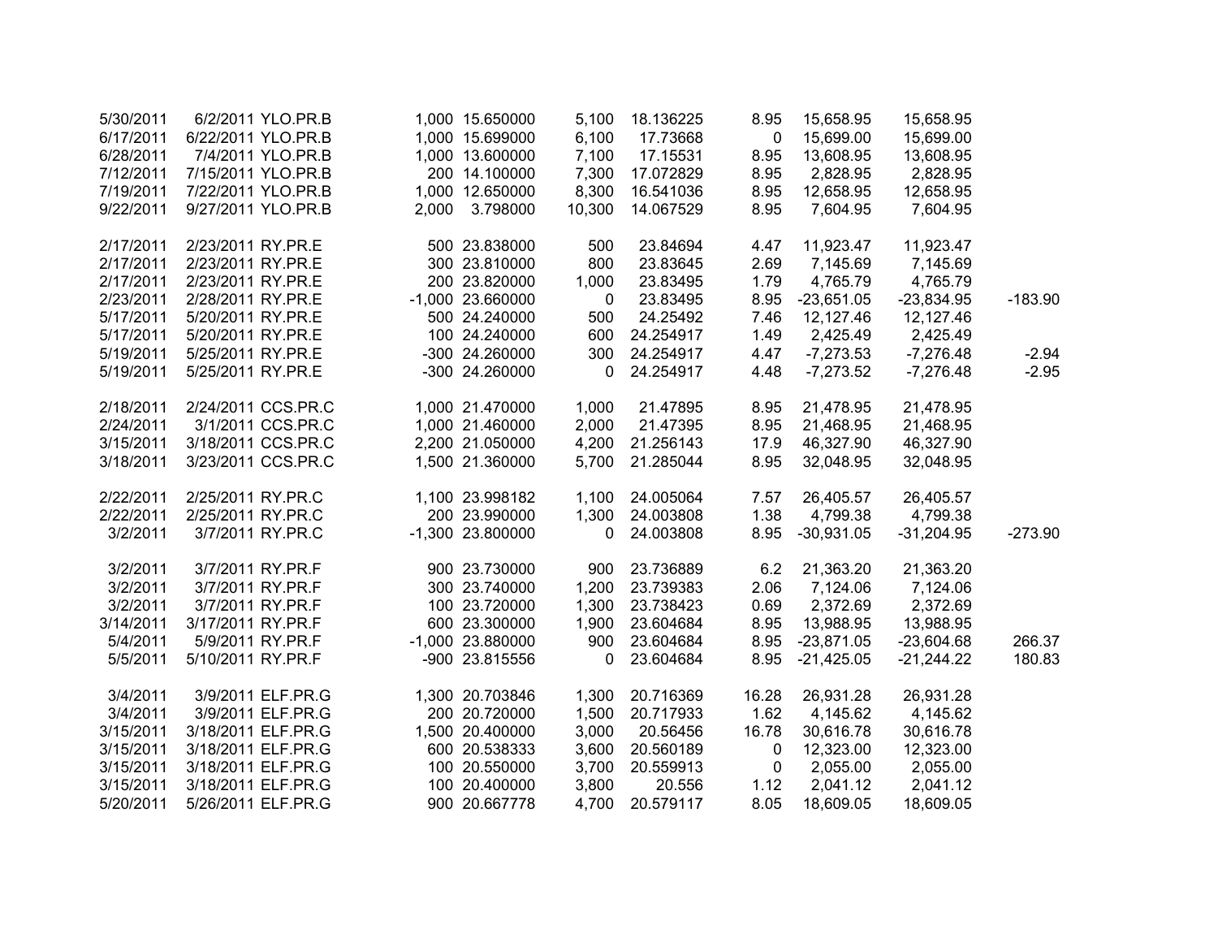| | | | | | | | | | | |
|---|---|---|---|---|---|---|---|---|---|---|
| 5/30/2011 | 6/2/2011 | YLO.PR.B | 1,000 | 15.650000 | 5,100 | 18.136225 | 8.95 | 15,658.95 | 15,658.95 | |
| 6/17/2011 | 6/22/2011 | YLO.PR.B | 1,000 | 15.699000 | 6,100 | 17.73668 | 0 | 15,699.00 | 15,699.00 | |
| 6/28/2011 | 7/4/2011 | YLO.PR.B | 1,000 | 13.600000 | 7,100 | 17.15531 | 8.95 | 13,608.95 | 13,608.95 | |
| 7/12/2011 | 7/15/2011 | YLO.PR.B | 200 | 14.100000 | 7,300 | 17.072829 | 8.95 | 2,828.95 | 2,828.95 | |
| 7/19/2011 | 7/22/2011 | YLO.PR.B | 1,000 | 12.650000 | 8,300 | 16.541036 | 8.95 | 12,658.95 | 12,658.95 | |
| 9/22/2011 | 9/27/2011 | YLO.PR.B | 2,000 | 3.798000 | 10,300 | 14.067529 | 8.95 | 7,604.95 | 7,604.95 | |
| | | | | | | | | | | |
| 2/17/2011 | 2/23/2011 | RY.PR.E | 500 | 23.838000 | 500 | 23.84694 | 4.47 | 11,923.47 | 11,923.47 | |
| 2/17/2011 | 2/23/2011 | RY.PR.E | 300 | 23.810000 | 800 | 23.83645 | 2.69 | 7,145.69 | 7,145.69 | |
| 2/17/2011 | 2/23/2011 | RY.PR.E | 200 | 23.820000 | 1,000 | 23.83495 | 1.79 | 4,765.79 | 4,765.79 | |
| 2/23/2011 | 2/28/2011 | RY.PR.E | -1,000 | 23.660000 | 0 | 23.83495 | 8.95 | -23,651.05 | -23,834.95 | -183.90 |
| 5/17/2011 | 5/20/2011 | RY.PR.E | 500 | 24.240000 | 500 | 24.25492 | 7.46 | 12,127.46 | 12,127.46 | |
| 5/17/2011 | 5/20/2011 | RY.PR.E | 100 | 24.240000 | 600 | 24.254917 | 1.49 | 2,425.49 | 2,425.49 | |
| 5/19/2011 | 5/25/2011 | RY.PR.E | -300 | 24.260000 | 300 | 24.254917 | 4.47 | -7,273.53 | -7,276.48 | -2.94 |
| 5/19/2011 | 5/25/2011 | RY.PR.E | -300 | 24.260000 | 0 | 24.254917 | 4.48 | -7,273.52 | -7,276.48 | -2.95 |
| | | | | | | | | | | |
| 2/18/2011 | 2/24/2011 | CCS.PR.C | 1,000 | 21.470000 | 1,000 | 21.47895 | 8.95 | 21,478.95 | 21,478.95 | |
| 2/24/2011 | 3/1/2011 | CCS.PR.C | 1,000 | 21.460000 | 2,000 | 21.47395 | 8.95 | 21,468.95 | 21,468.95 | |
| 3/15/2011 | 3/18/2011 | CCS.PR.C | 2,200 | 21.050000 | 4,200 | 21.256143 | 17.9 | 46,327.90 | 46,327.90 | |
| 3/18/2011 | 3/23/2011 | CCS.PR.C | 1,500 | 21.360000 | 5,700 | 21.285044 | 8.95 | 32,048.95 | 32,048.95 | |
| | | | | | | | | | | |
| 2/22/2011 | 2/25/2011 | RY.PR.C | 1,100 | 23.998182 | 1,100 | 24.005064 | 7.57 | 26,405.57 | 26,405.57 | |
| 2/22/2011 | 2/25/2011 | RY.PR.C | 200 | 23.990000 | 1,300 | 24.003808 | 1.38 | 4,799.38 | 4,799.38 | |
| 3/2/2011 | 3/7/2011 | RY.PR.C | -1,300 | 23.800000 | 0 | 24.003808 | 8.95 | -30,931.05 | -31,204.95 | -273.90 |
| | | | | | | | | | | |
| 3/2/2011 | 3/7/2011 | RY.PR.F | 900 | 23.730000 | 900 | 23.736889 | 6.2 | 21,363.20 | 21,363.20 | |
| 3/2/2011 | 3/7/2011 | RY.PR.F | 300 | 23.740000 | 1,200 | 23.739383 | 2.06 | 7,124.06 | 7,124.06 | |
| 3/2/2011 | 3/7/2011 | RY.PR.F | 100 | 23.720000 | 1,300 | 23.738423 | 0.69 | 2,372.69 | 2,372.69 | |
| 3/14/2011 | 3/17/2011 | RY.PR.F | 600 | 23.300000 | 1,900 | 23.604684 | 8.95 | 13,988.95 | 13,988.95 | |
| 5/4/2011 | 5/9/2011 | RY.PR.F | -1,000 | 23.880000 | 900 | 23.604684 | 8.95 | -23,871.05 | -23,604.68 | 266.37 |
| 5/5/2011 | 5/10/2011 | RY.PR.F | -900 | 23.815556 | 0 | 23.604684 | 8.95 | -21,425.05 | -21,244.22 | 180.83 |
| | | | | | | | | | | |
| 3/4/2011 | 3/9/2011 | ELF.PR.G | 1,300 | 20.703846 | 1,300 | 20.716369 | 16.28 | 26,931.28 | 26,931.28 | |
| 3/4/2011 | 3/9/2011 | ELF.PR.G | 200 | 20.720000 | 1,500 | 20.717933 | 1.62 | 4,145.62 | 4,145.62 | |
| 3/15/2011 | 3/18/2011 | ELF.PR.G | 1,500 | 20.400000 | 3,000 | 20.56456 | 16.78 | 30,616.78 | 30,616.78 | |
| 3/15/2011 | 3/18/2011 | ELF.PR.G | 600 | 20.538333 | 3,600 | 20.560189 | 0 | 12,323.00 | 12,323.00 | |
| 3/15/2011 | 3/18/2011 | ELF.PR.G | 100 | 20.550000 | 3,700 | 20.559913 | 0 | 2,055.00 | 2,055.00 | |
| 3/15/2011 | 3/18/2011 | ELF.PR.G | 100 | 20.400000 | 3,800 | 20.556 | 1.12 | 2,041.12 | 2,041.12 | |
| 5/20/2011 | 5/26/2011 | ELF.PR.G | 900 | 20.667778 | 4,700 | 20.579117 | 8.05 | 18,609.05 | 18,609.05 | |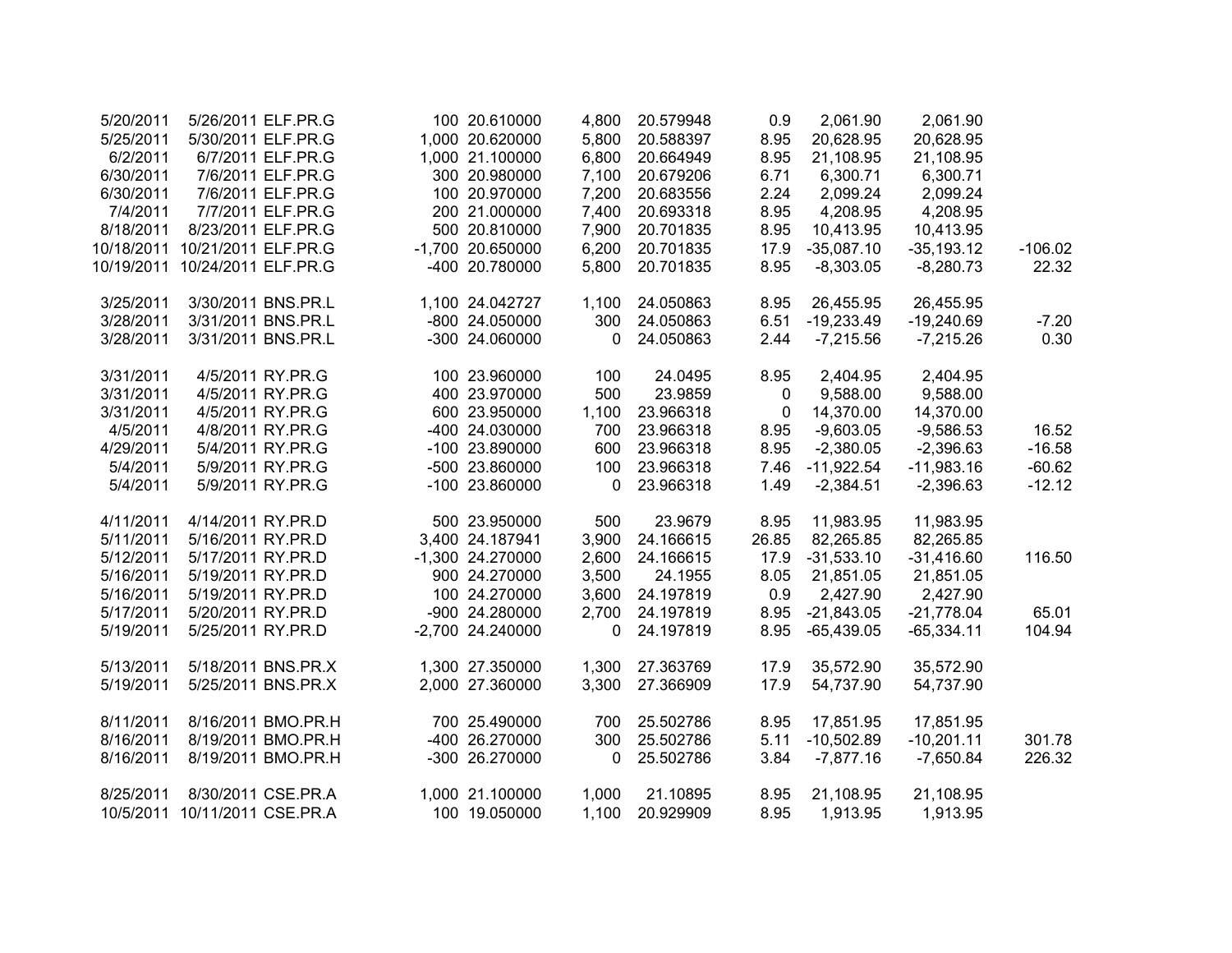| | | | | | | | | | | |
|---|---|---|---|---|---|---|---|---|---|---|
| 5/20/2011 | 5/26/2011 | ELF.PR.G | 100 | 20.610000 | 4,800 | 20.579948 | 0.9 | 2,061.90 | 2,061.90 | |
| 5/25/2011 | 5/30/2011 | ELF.PR.G | 1,000 | 20.620000 | 5,800 | 20.588397 | 8.95 | 20,628.95 | 20,628.95 | |
| 6/2/2011 | 6/7/2011 | ELF.PR.G | 1,000 | 21.100000 | 6,800 | 20.664949 | 8.95 | 21,108.95 | 21,108.95 | |
| 6/30/2011 | 7/6/2011 | ELF.PR.G | 300 | 20.980000 | 7,100 | 20.679206 | 6.71 | 6,300.71 | 6,300.71 | |
| 6/30/2011 | 7/6/2011 | ELF.PR.G | 100 | 20.970000 | 7,200 | 20.683556 | 2.24 | 2,099.24 | 2,099.24 | |
| 7/4/2011 | 7/7/2011 | ELF.PR.G | 200 | 21.000000 | 7,400 | 20.693318 | 8.95 | 4,208.95 | 4,208.95 | |
| 8/18/2011 | 8/23/2011 | ELF.PR.G | 500 | 20.810000 | 7,900 | 20.701835 | 8.95 | 10,413.95 | 10,413.95 | |
| 10/18/2011 | 10/21/2011 | ELF.PR.G | -1,700 | 20.650000 | 6,200 | 20.701835 | 17.9 | -35,087.10 | -35,193.12 | -106.02 |
| 10/19/2011 | 10/24/2011 | ELF.PR.G | -400 | 20.780000 | 5,800 | 20.701835 | 8.95 | -8,303.05 | -8,280.73 | 22.32 |
| | | | | | | | | | | |
| 3/25/2011 | 3/30/2011 | BNS.PR.L | 1,100 | 24.042727 | 1,100 | 24.050863 | 8.95 | 26,455.95 | 26,455.95 | |
| 3/28/2011 | 3/31/2011 | BNS.PR.L | -800 | 24.050000 | 300 | 24.050863 | 6.51 | -19,233.49 | -19,240.69 | -7.20 |
| 3/28/2011 | 3/31/2011 | BNS.PR.L | -300 | 24.060000 | 0 | 24.050863 | 2.44 | -7,215.56 | -7,215.26 | 0.30 |
| | | | | | | | | | | |
| 3/31/2011 | 4/5/2011 | RY.PR.G | 100 | 23.960000 | 100 | 24.0495 | 8.95 | 2,404.95 | 2,404.95 | |
| 3/31/2011 | 4/5/2011 | RY.PR.G | 400 | 23.970000 | 500 | 23.9859 | 0 | 9,588.00 | 9,588.00 | |
| 3/31/2011 | 4/5/2011 | RY.PR.G | 600 | 23.950000 | 1,100 | 23.966318 | 0 | 14,370.00 | 14,370.00 | |
| 4/5/2011 | 4/8/2011 | RY.PR.G | -400 | 24.030000 | 700 | 23.966318 | 8.95 | -9,603.05 | -9,586.53 | 16.52 |
| 4/29/2011 | 5/4/2011 | RY.PR.G | -100 | 23.890000 | 600 | 23.966318 | 8.95 | -2,380.05 | -2,396.63 | -16.58 |
| 5/4/2011 | 5/9/2011 | RY.PR.G | -500 | 23.860000 | 100 | 23.966318 | 7.46 | -11,922.54 | -11,983.16 | -60.62 |
| 5/4/2011 | 5/9/2011 | RY.PR.G | -100 | 23.860000 | 0 | 23.966318 | 1.49 | -2,384.51 | -2,396.63 | -12.12 |
| | | | | | | | | | | |
| 4/11/2011 | 4/14/2011 | RY.PR.D | 500 | 23.950000 | 500 | 23.9679 | 8.95 | 11,983.95 | 11,983.95 | |
| 5/11/2011 | 5/16/2011 | RY.PR.D | 3,400 | 24.187941 | 3,900 | 24.166615 | 26.85 | 82,265.85 | 82,265.85 | |
| 5/12/2011 | 5/17/2011 | RY.PR.D | -1,300 | 24.270000 | 2,600 | 24.166615 | 17.9 | -31,533.10 | -31,416.60 | 116.50 |
| 5/16/2011 | 5/19/2011 | RY.PR.D | 900 | 24.270000 | 3,500 | 24.1955 | 8.05 | 21,851.05 | 21,851.05 | |
| 5/16/2011 | 5/19/2011 | RY.PR.D | 100 | 24.270000 | 3,600 | 24.197819 | 0.9 | 2,427.90 | 2,427.90 | |
| 5/17/2011 | 5/20/2011 | RY.PR.D | -900 | 24.280000 | 2,700 | 24.197819 | 8.95 | -21,843.05 | -21,778.04 | 65.01 |
| 5/19/2011 | 5/25/2011 | RY.PR.D | -2,700 | 24.240000 | 0 | 24.197819 | 8.95 | -65,439.05 | -65,334.11 | 104.94 |
| | | | | | | | | | | |
| 5/13/2011 | 5/18/2011 | BNS.PR.X | 1,300 | 27.350000 | 1,300 | 27.363769 | 17.9 | 35,572.90 | 35,572.90 | |
| 5/19/2011 | 5/25/2011 | BNS.PR.X | 2,000 | 27.360000 | 3,300 | 27.366909 | 17.9 | 54,737.90 | 54,737.90 | |
| | | | | | | | | | | |
| 8/11/2011 | 8/16/2011 | BMO.PR.H | 700 | 25.490000 | 700 | 25.502786 | 8.95 | 17,851.95 | 17,851.95 | |
| 8/16/2011 | 8/19/2011 | BMO.PR.H | -400 | 26.270000 | 300 | 25.502786 | 5.11 | -10,502.89 | -10,201.11 | 301.78 |
| 8/16/2011 | 8/19/2011 | BMO.PR.H | -300 | 26.270000 | 0 | 25.502786 | 3.84 | -7,877.16 | -7,650.84 | 226.32 |
| | | | | | | | | | | |
| 8/25/2011 | 8/30/2011 | CSE.PR.A | 1,000 | 21.100000 | 1,000 | 21.10895 | 8.95 | 21,108.95 | 21,108.95 | |
| 10/5/2011 | 10/11/2011 | CSE.PR.A | 100 | 19.050000 | 1,100 | 20.929909 | 8.95 | 1,913.95 | 1,913.95 | |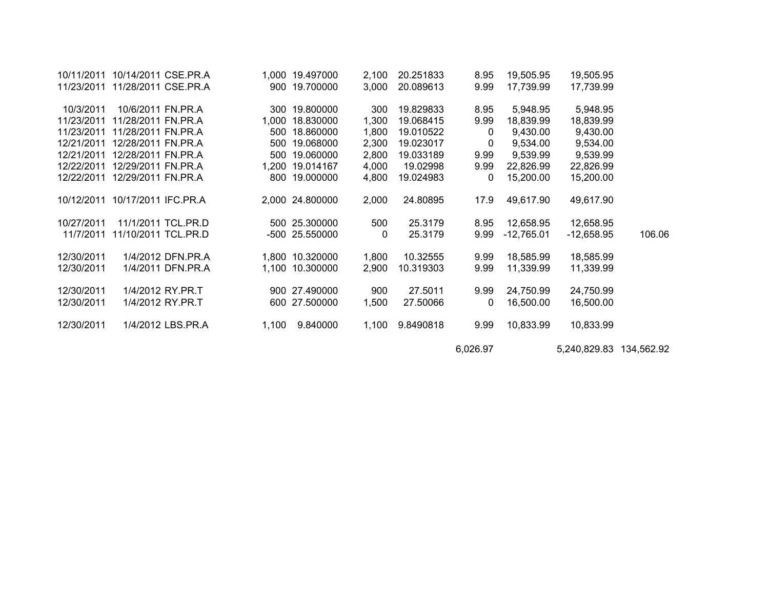| | | | | | | | | | | |
|---|---|---|---|---|---|---|---|---|---|---|
| 10/11/2011 | 10/14/2011 | CSE.PR.A | 1,000 | 19.497000 | 2,100 | 20.251833 | 8.95 | 19,505.95 | 19,505.95 | |
| 11/23/2011 | 11/28/2011 | CSE.PR.A | 900 | 19.700000 | 3,000 | 20.089613 | 9.99 | 17,739.99 | 17,739.99 | |
| | | | | | | | | | | |
| 10/3/2011 | 10/6/2011 | FN.PR.A | 300 | 19.800000 | 300 | 19.829833 | 8.95 | 5,948.95 | 5,948.95 | |
| 11/23/2011 | 11/28/2011 | FN.PR.A | 1,000 | 18.830000 | 1,300 | 19.068415 | 9.99 | 18,839.99 | 18,839.99 | |
| 11/23/2011 | 11/28/2011 | FN.PR.A | 500 | 18.860000 | 1,800 | 19.010522 | 0 | 9,430.00 | 9,430.00 | |
| 12/21/2011 | 12/28/2011 | FN.PR.A | 500 | 19.068000 | 2,300 | 19.023017 | 0 | 9,534.00 | 9,534.00 | |
| 12/21/2011 | 12/28/2011 | FN.PR.A | 500 | 19.060000 | 2,800 | 19.033189 | 9.99 | 9,539.99 | 9,539.99 | |
| 12/22/2011 | 12/29/2011 | FN.PR.A | 1,200 | 19.014167 | 4,000 | 19.02998 | 9.99 | 22,826.99 | 22,826.99 | |
| 12/22/2011 | 12/29/2011 | FN.PR.A | 800 | 19.000000 | 4,800 | 19.024983 | 0 | 15,200.00 | 15,200.00 | |
| | | | | | | | | | | |
| 10/12/2011 | 10/17/2011 | IFC.PR.A | 2,000 | 24.800000 | 2,000 | 24.80895 | 17.9 | 49,617.90 | 49,617.90 | |
| | | | | | | | | | | |
| 10/27/2011 | 11/1/2011 | TCL.PR.D | 500 | 25.300000 | 500 | 25.3179 | 8.95 | 12,658.95 | 12,658.95 | |
| 11/7/2011 | 11/10/2011 | TCL.PR.D | -500 | 25.550000 | 0 | 25.3179 | 9.99 | -12,765.01 | -12,658.95 | 106.06 |
| | | | | | | | | | | |
| 12/30/2011 | 1/4/2012 | DFN.PR.A | 1,800 | 10.320000 | 1,800 | 10.32555 | 9.99 | 18,585.99 | 18,585.99 | |
| 12/30/2011 | 1/4/2011 | DFN.PR.A | 1,100 | 10.300000 | 2,900 | 10.319303 | 9.99 | 11,339.99 | 11,339.99 | |
| | | | | | | | | | | |
| 12/30/2011 | 1/4/2012 | RY.PR.T | 900 | 27.490000 | 900 | 27.5011 | 9.99 | 24,750.99 | 24,750.99 | |
| 12/30/2011 | 1/4/2012 | RY.PR.T | 600 | 27.500000 | 1,500 | 27.50066 | 0 | 16,500.00 | 16,500.00 | |
| | | | | | | | | | | |
| 12/30/2011 | 1/4/2012 | LBS.PR.A | 1,100 | 9.840000 | 1,100 | 9.8490818 | 9.99 | 10,833.99 | 10,833.99 | |
| | | | | | | | | | | |
| | | | | | | | 6,026.97 | | 5,240,829.83 | 134,562.92 |